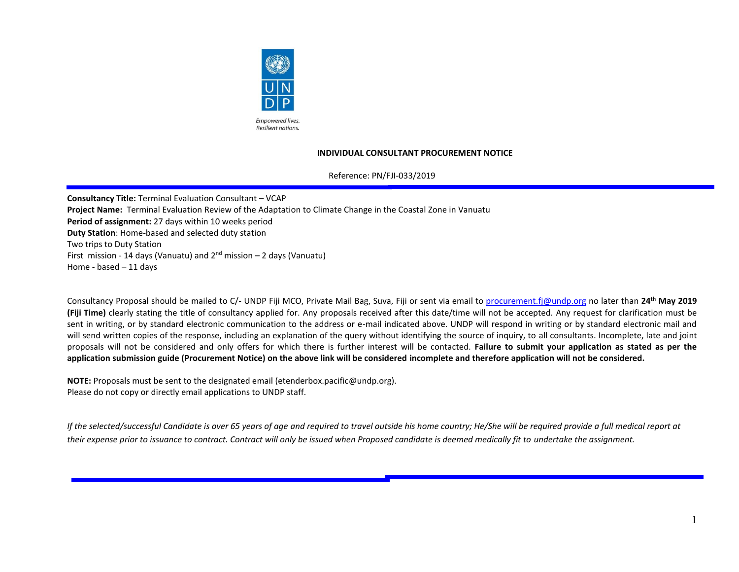Empowered lives.
Resilient nations.

**INDIVIDUAL CONSULTANT PROCUREMENT NOTICE**

Reference: PN/FJI-033/2019

**Consultancy Title:** Terminal Evaluation Consultant – VCAP
**Project Name:** Terminal Evaluation Review of the Adaptation to Climate Change in the Coastal Zone in Vanuatu
**Period of assignment:** 27 days within 10 weeks period
**Duty Station**: Home-based and selected duty station
Two trips to Duty Station
First mission - 14 days (Vanuatu) and 2nd mission – 2 days (Vanuatu)
Home - based – 11 days

Consultancy Proposal should be mailed to C/- UNDP Fiji MCO, Private Mail Bag, Suva, Fiji or sent via email to procurement.fj@undp.org no later than **24th May 2019 (Fiji Time)** clearly stating the title of consultancy applied for. Any proposals received after this date/time will not be accepted. Any request for clarification must be sent in writing, or by standard electronic communication to the address or e-mail indicated above. UNDP will respond in writing or by standard electronic mail and will send written copies of the response, including an explanation of the query without identifying the source of inquiry, to all consultants. Incomplete, late and joint proposals will not be considered and only offers for which there is further interest will be contacted. **Failure to submit your application as stated as per the application submission guide (Procurement Notice) on the above link will be considered incomplete and therefore application will not be considered.**

**NOTE:** Proposals must be sent to the designated email (etenderbox.pacific@undp.org).
Please do not copy or directly email applications to UNDP staff.

*If the selected/successful Candidate is over 65 years of age and required to travel outside his home country; He/She will be required provide a full medical report at their expense prior to issuance to contract. Contract will only be issued when Proposed candidate is deemed medically fit to undertake the assignment.*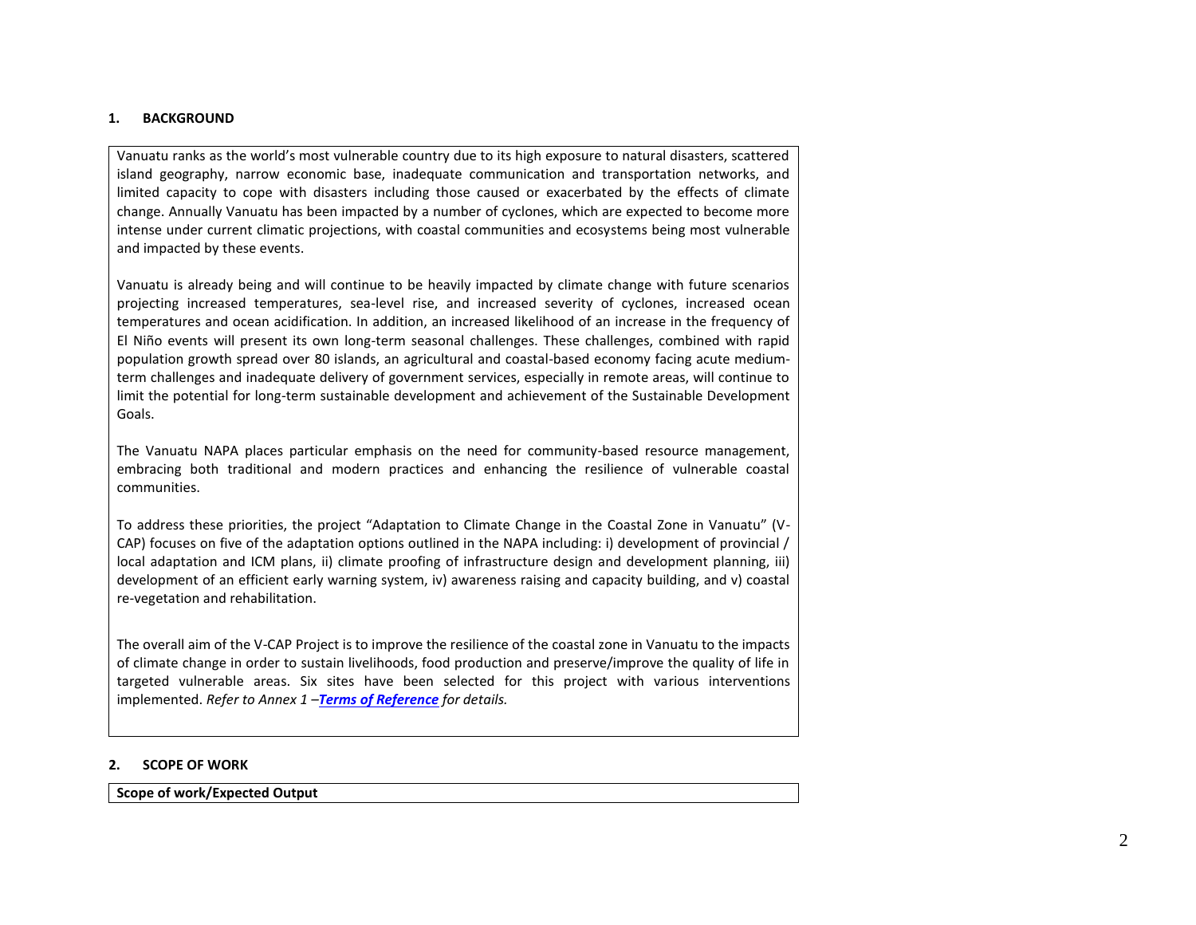## 1. BACKGROUND

Vanuatu ranks as the world's most vulnerable country due to its high exposure to natural disasters, scattered island geography, narrow economic base, inadequate communication and transportation networks, and limited capacity to cope with disasters including those caused or exacerbated by the effects of climate change. Annually Vanuatu has been impacted by a number of cyclones, which are expected to become more intense under current climatic projections, with coastal communities and ecosystems being most vulnerable and impacted by these events.

Vanuatu is already being and will continue to be heavily impacted by climate change with future scenarios projecting increased temperatures, sea-level rise, and increased severity of cyclones, increased ocean temperatures and ocean acidification. In addition, an increased likelihood of an increase in the frequency of El Niño events will present its own long-term seasonal challenges. These challenges, combined with rapid population growth spread over 80 islands, an agricultural and coastal-based economy facing acute medium-term challenges and inadequate delivery of government services, especially in remote areas, will continue to limit the potential for long-term sustainable development and achievement of the Sustainable Development Goals.

The Vanuatu NAPA places particular emphasis on the need for community-based resource management, embracing both traditional and modern practices and enhancing the resilience of vulnerable coastal communities.

To address these priorities, the project "Adaptation to Climate Change in the Coastal Zone in Vanuatu" (V-CAP) focuses on five of the adaptation options outlined in the NAPA including: i) development of provincial / local adaptation and ICM plans, ii) climate proofing of infrastructure design and development planning, iii) development of an efficient early warning system, iv) awareness raising and capacity building, and v) coastal re-vegetation and rehabilitation.

The overall aim of the V-CAP Project is to improve the resilience of the coastal zone in Vanuatu to the impacts of climate change in order to sustain livelihoods, food production and preserve/improve the quality of life in targeted vulnerable areas. Six sites have been selected for this project with various interventions implemented. *Refer to Annex 1 –**Terms of Reference** for details.*

## 2. SCOPE OF WORK

**Scope of work/Expected Output**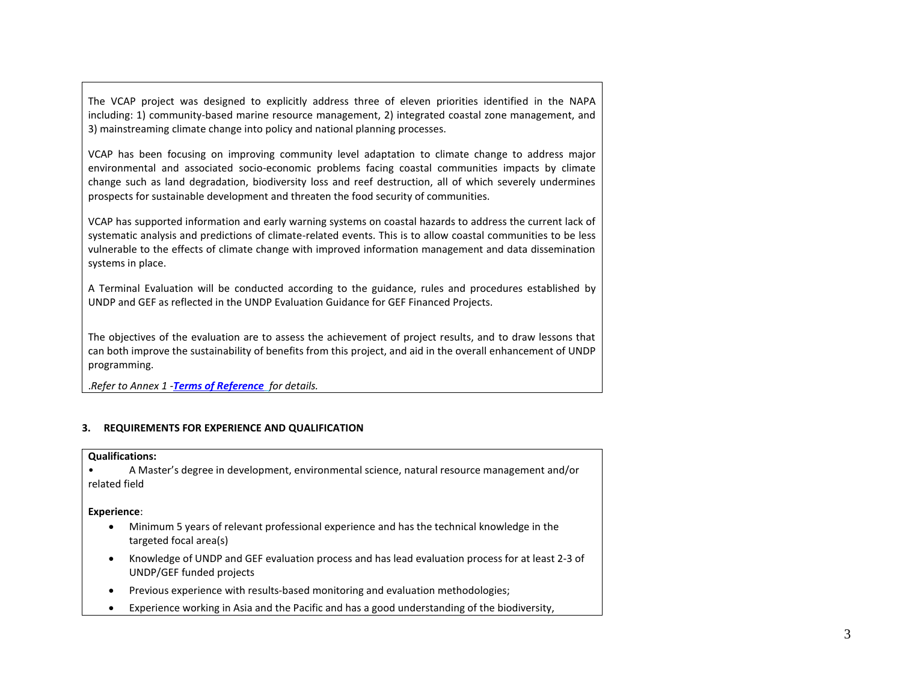The VCAP project was designed to explicitly address three of eleven priorities identified in the NAPA including: 1) community-based marine resource management, 2) integrated coastal zone management, and 3) mainstreaming climate change into policy and national planning processes.

VCAP has been focusing on improving community level adaptation to climate change to address major environmental and associated socio-economic problems facing coastal communities impacts by climate change such as land degradation, biodiversity loss and reef destruction, all of which severely undermines prospects for sustainable development and threaten the food security of communities.

VCAP has supported information and early warning systems on coastal hazards to address the current lack of systematic analysis and predictions of climate-related events. This is to allow coastal communities to be less vulnerable to the effects of climate change with improved information management and data dissemination systems in place.

A Terminal Evaluation will be conducted according to the guidance, rules and procedures established by UNDP and GEF as reflected in the UNDP Evaluation Guidance for GEF Financed Projects.

The objectives of the evaluation are to assess the achievement of project results, and to draw lessons that can both improve the sustainability of benefits from this project, and aid in the overall enhancement of UNDP programming.

*.Refer to Annex 1 -**Terms of Reference** for details.*

### 3. REQUIREMENTS FOR EXPERIENCE AND QUALIFICATION

**Qualifications:**

- A Master's degree in development, environmental science, natural resource management and/or related field

**Experience**:

- Minimum 5 years of relevant professional experience and has the technical knowledge in the targeted focal area(s)
- Knowledge of UNDP and GEF evaluation process and has lead evaluation process for at least 2-3 of UNDP/GEF funded projects
- Previous experience with results-based monitoring and evaluation methodologies;
- Experience working in Asia and the Pacific and has a good understanding of the biodiversity,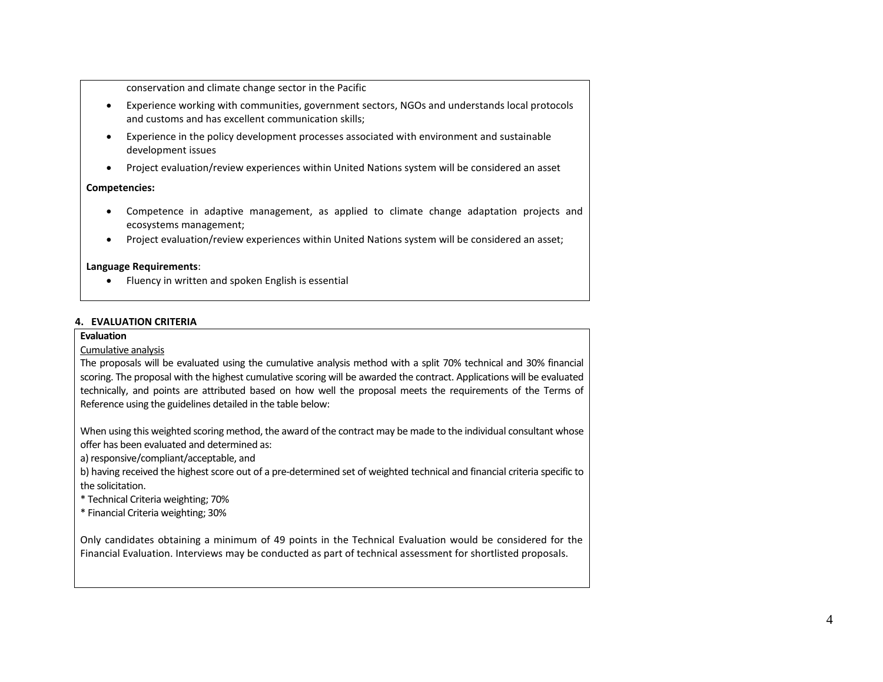conservation and climate change sector in the Pacific

- Experience working with communities, government sectors, NGOs and understands local protocols and customs and has excellent communication skills;
- Experience in the policy development processes associated with environment and sustainable development issues
- Project evaluation/review experiences within United Nations system will be considered an asset

**Competencies:**

- Competence in adaptive management, as applied to climate change adaptation projects and ecosystems management;
- Project evaluation/review experiences within United Nations system will be considered an asset;

**Language Requirements**:

- Fluency in written and spoken English is essential

## 4. EVALUATION CRITERIA

**Evaluation**

Cumulative analysis

The proposals will be evaluated using the cumulative analysis method with a split 70% technical and 30% financial scoring. The proposal with the highest cumulative scoring will be awarded the contract. Applications will be evaluated technically, and points are attributed based on how well the proposal meets the requirements of the Terms of Reference using the guidelines detailed in the table below:

When using this weighted scoring method, the award of the contract may be made to the individual consultant whose offer has been evaluated and determined as:

a) responsive/compliant/acceptable, and

b) having received the highest score out of a pre-determined set of weighted technical and financial criteria specific to the solicitation.

* Technical Criteria weighting; 70%

* Financial Criteria weighting; 30%

Only candidates obtaining a minimum of 49 points in the Technical Evaluation would be considered for the Financial Evaluation. Interviews may be conducted as part of technical assessment for shortlisted proposals.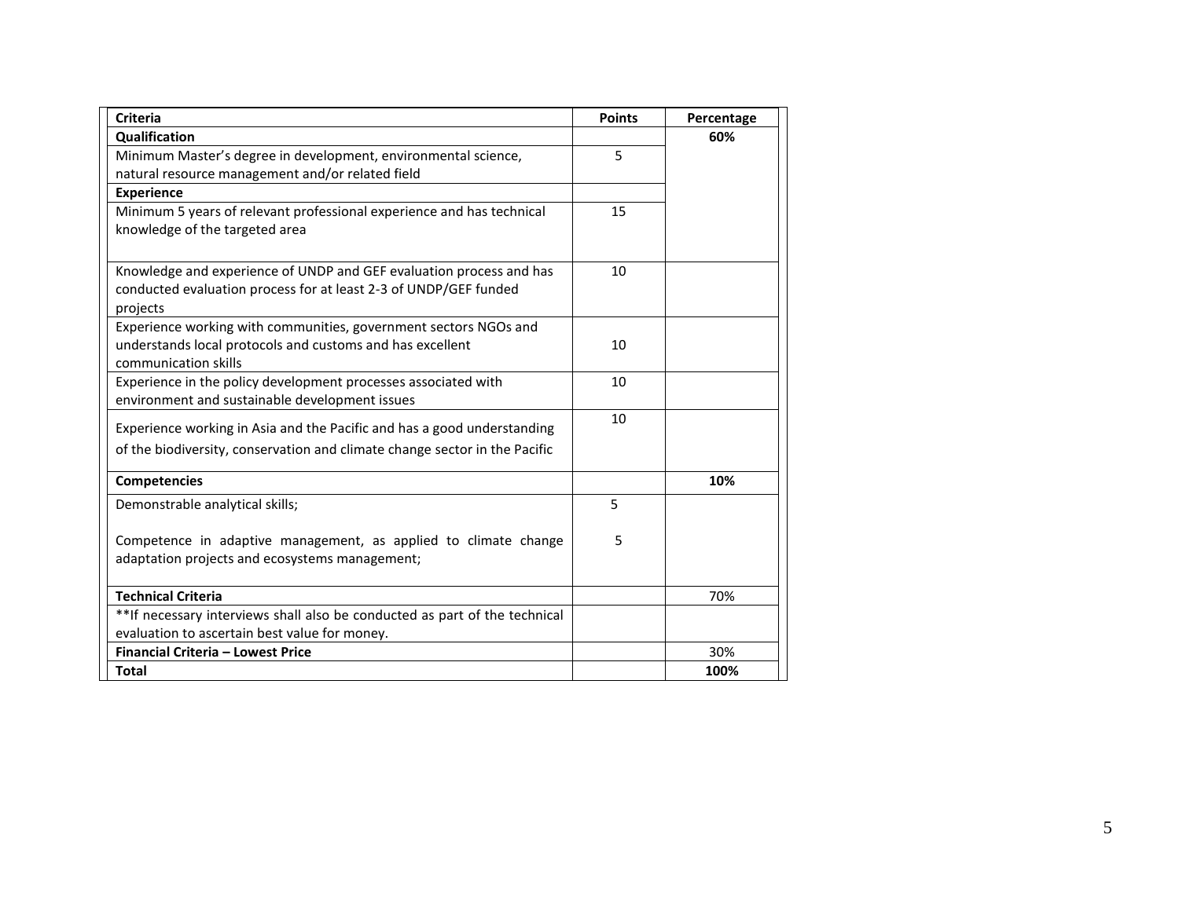| Criteria | Points | Percentage |
|---|---|---|
| **Qualification** | | **60%** |
| Minimum Master's degree in development, environmental science, natural resource management and/or related field | 5 | |
| **Experience** | | |
| Minimum 5 years of relevant professional experience and has technical knowledge of the targeted area | 15 | |
| Knowledge and experience of UNDP and GEF evaluation process and has conducted evaluation process for at least 2-3 of UNDP/GEF funded projects | 10 | |
| Experience working with communities, government sectors NGOs and understands local protocols and customs and has excellent communication skills | 10 | |
| Experience in the policy development processes associated with environment and sustainable development issues | 10 | |
| Experience working in Asia and the Pacific and has a good understanding of the biodiversity, conservation and climate change sector in the Pacific | 10 | |
| **Competencies** | | **10%** |
| Demonstrable analytical skills;<br><br>Competence in adaptive management, as applied to climate change adaptation projects and ecosystems management; | 5<br><br>5 | |
| **Technical Criteria** | | 70% |
| **If necessary interviews shall also be conducted as part of the technical evaluation to ascertain best value for money. | | |
| **Financial Criteria – Lowest Price** | | 30% |
| **Total** | | **100%** |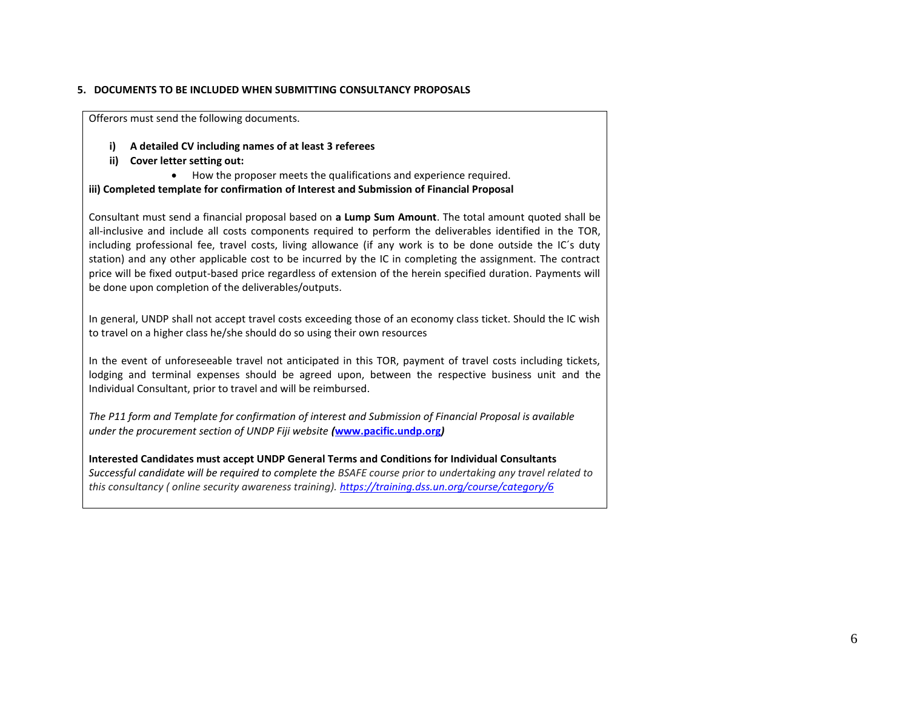**5. DOCUMENTS TO BE INCLUDED WHEN SUBMITTING CONSULTANCY PROPOSALS**

Offerors must send the following documents.

**i) A detailed CV including names of at least 3 referees**

**ii) Cover letter setting out:**

- How the proposer meets the qualifications and experience required.

**iii) Completed template for confirmation of Interest and Submission of Financial Proposal**

Consultant must send a financial proposal based on **a Lump Sum Amount**. The total amount quoted shall be all-inclusive and include all costs components required to perform the deliverables identified in the TOR, including professional fee, travel costs, living allowance (if any work is to be done outside the IC´s duty station) and any other applicable cost to be incurred by the IC in completing the assignment. The contract price will be fixed output-based price regardless of extension of the herein specified duration. Payments will be done upon completion of the deliverables/outputs.

In general, UNDP shall not accept travel costs exceeding those of an economy class ticket. Should the IC wish to travel on a higher class he/she should do so using their own resources

In the event of unforeseeable travel not anticipated in this TOR, payment of travel costs including tickets, lodging and terminal expenses should be agreed upon, between the respective business unit and the Individual Consultant, prior to travel and will be reimbursed.

*The P11 form and Template for confirmation of interest and Submission of Financial Proposal is available under the procurement section of UNDP Fiji website (**www.pacific.undp.org**)*

**Interested Candidates must accept UNDP General Terms and Conditions for Individual Consultants**

*Successful candidate will be required to complete the BSAFE course prior to undertaking any travel related to this consultancy ( online security awareness training). https://training.dss.un.org/course/category/6*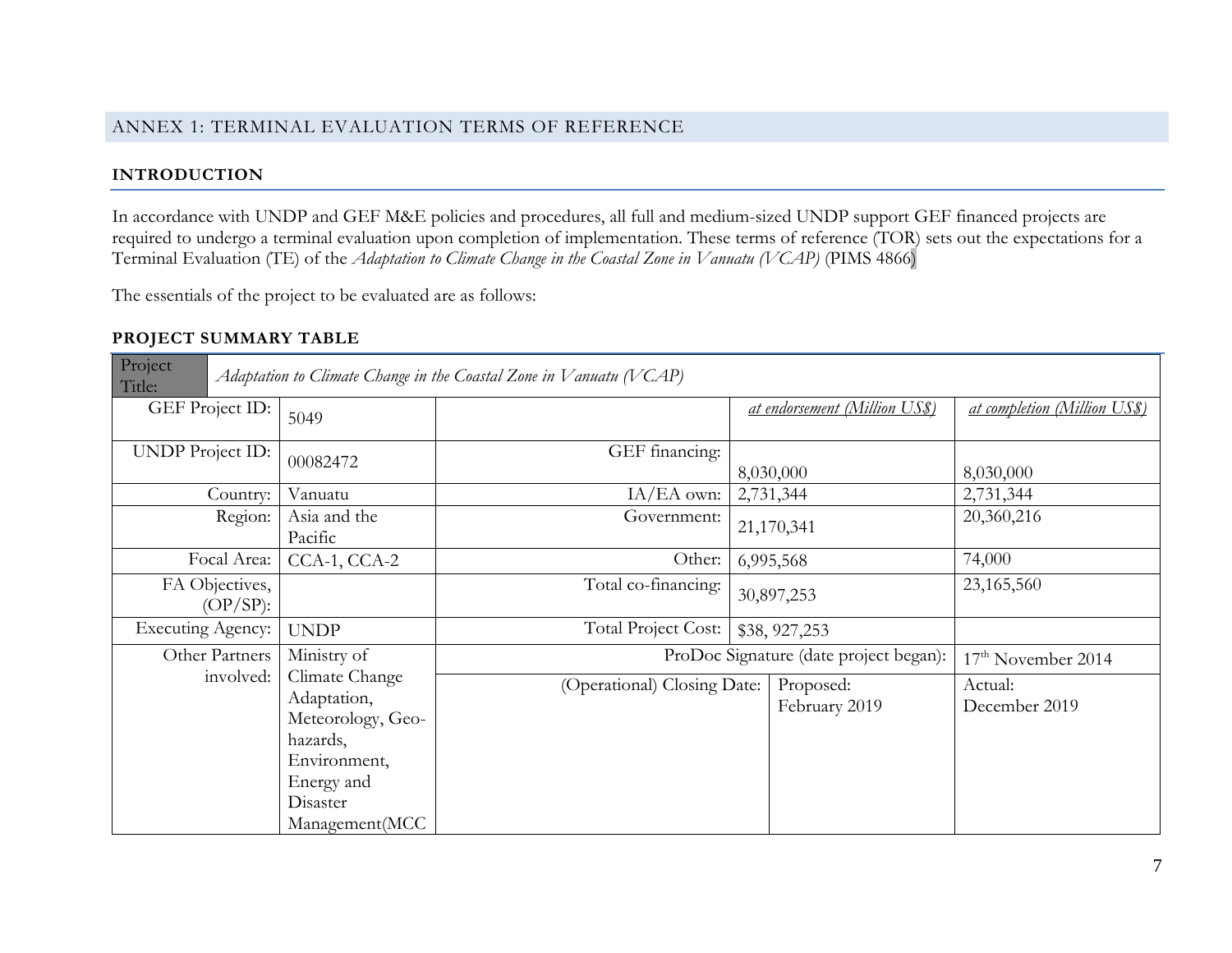## ANNEX 1: TERMINAL EVALUATION TERMS OF REFERENCE

### INTRODUCTION

In accordance with UNDP and GEF M&E policies and procedures, all full and medium-sized UNDP support GEF financed projects are required to undergo a terminal evaluation upon completion of implementation. These terms of reference (TOR) sets out the expectations for a Terminal Evaluation (TE) of the *Adaptation to Climate Change in the Coastal Zone in Vanuatu (VCAP)* (PIMS 4866)

The essentials of the project to be evaluated are as follows:

### PROJECT SUMMARY TABLE

| Project Title: | *Adaptation to Climate Change in the Coastal Zone in Vanuatu (VCAP)* | | | |
|---|---|---|---|---|
| GEF Project ID: | 5049 | | *at endorsement (Million US$)* | *at completion (Million US$)* |
| UNDP Project ID: | 00082472 | GEF financing: | 8,030,000 | 8,030,000 |
| Country: | Vanuatu | IA/EA own: | 2,731,344 | 2,731,344 |
| Region: | Asia and the Pacific | Government: | 21,170,341 | 20,360,216 |
| Focal Area: | CCA-1, CCA-2 | Other: | 6,995,568 | 74,000 |
| FA Objectives, (OP/SP): | | Total co-financing: | 30,897,253 | 23,165,560 |
| Executing Agency: | UNDP | Total Project Cost: | $38, 927,253 | |
| Other Partners involved: | Ministry of Climate Change Adaptation, Meteorology, Geo-hazards, Environment, Energy and Disaster Management(MCC | ProDoc Signature (date project began): | | 17th November 2014 |
| | | (Operational) Closing Date: | Proposed: February 2019 | Actual: December 2019 |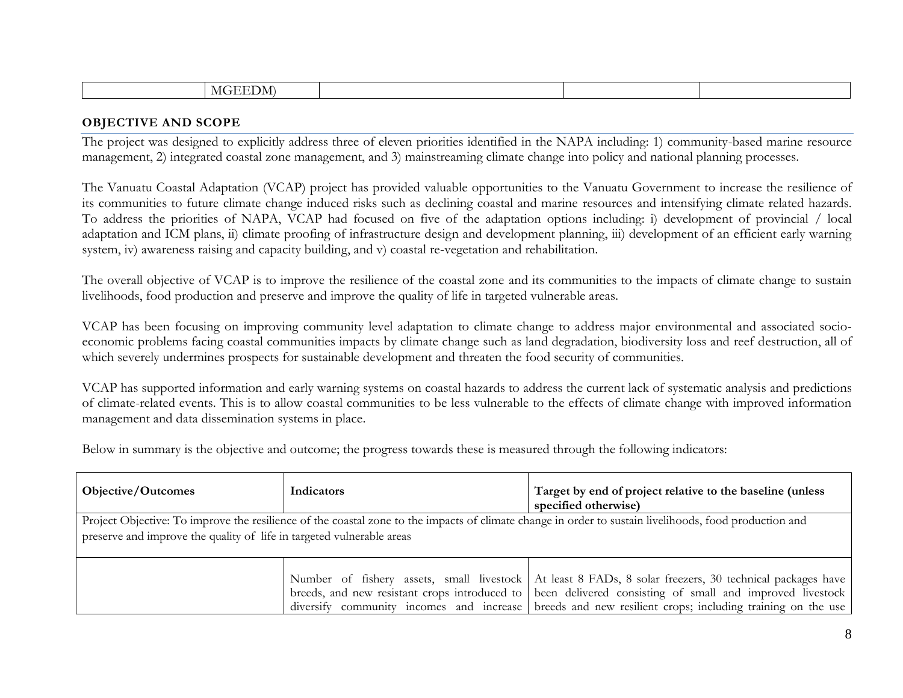| | MGEEDM) | | | |
|---|---|---|---|---|

**OBJECTIVE AND SCOPE**

The project was designed to explicitly address three of eleven priorities identified in the NAPA including: 1) community-based marine resource management, 2) integrated coastal zone management, and 3) mainstreaming climate change into policy and national planning processes.

The Vanuatu Coastal Adaptation (VCAP) project has provided valuable opportunities to the Vanuatu Government to increase the resilience of its communities to future climate change induced risks such as declining coastal and marine resources and intensifying climate related hazards. To address the priorities of NAPA, VCAP had focused on five of the adaptation options including: i) development of provincial / local adaptation and ICM plans, ii) climate proofing of infrastructure design and development planning, iii) development of an efficient early warning system, iv) awareness raising and capacity building, and v) coastal re-vegetation and rehabilitation.

The overall objective of VCAP is to improve the resilience of the coastal zone and its communities to the impacts of climate change to sustain livelihoods, food production and preserve and improve the quality of life in targeted vulnerable areas.

VCAP has been focusing on improving community level adaptation to climate change to address major environmental and associated socio-economic problems facing coastal communities impacts by climate change such as land degradation, biodiversity loss and reef destruction, all of which severely undermines prospects for sustainable development and threaten the food security of communities.

VCAP has supported information and early warning systems on coastal hazards to address the current lack of systematic analysis and predictions of climate-related events. This is to allow coastal communities to be less vulnerable to the effects of climate change with improved information management and data dissemination systems in place.

Below in summary is the objective and outcome; the progress towards these is measured through the following indicators:

| **Objective/Outcomes** | **Indicators** | **Target by end of project relative to the baseline (unless specified otherwise)** |
|---|---|---|
| Project Objective: To improve the resilience of the coastal zone to the impacts of climate change in order to sustain livelihoods, food production and preserve and improve the quality of life in targeted vulnerable areas | | |
| | Number of fishery assets, small livestock breeds, and new resistant crops introduced to diversify community incomes and increase | At least 8 FADs, 8 solar freezers, 30 technical packages have been delivered consisting of small and improved livestock breeds and new resilient crops; including training on the use |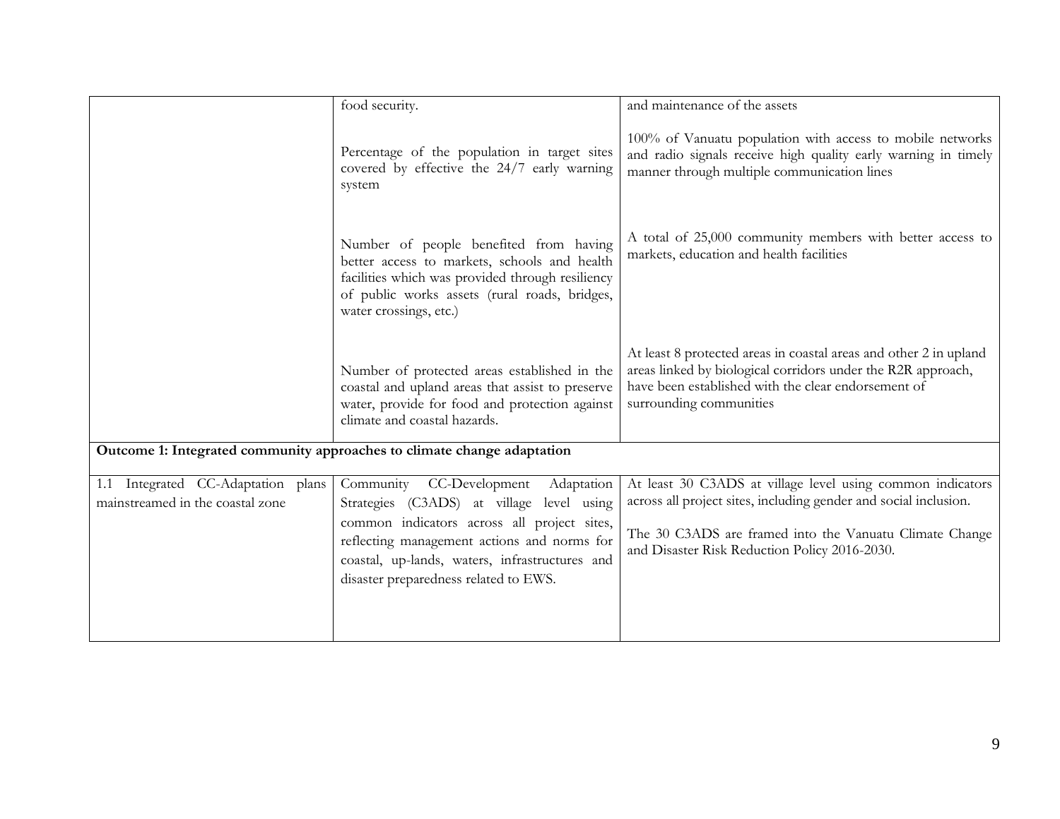| | | |
|---|---|---|
| | food security. | and maintenance of the assets |
| | Percentage of the population in target sites covered by effective the 24/7 early warning system | 100% of Vanuatu population with access to mobile networks and radio signals receive high quality early warning in timely manner through multiple communication lines |
| | Number of people benefited from having better access to markets, schools and health facilities which was provided through resiliency of public works assets (rural roads, bridges, water crossings, etc.) | A total of 25,000 community members with better access to markets, education and health facilities |
| | Number of protected areas established in the coastal and upland areas that assist to preserve water, provide for food and protection against climate and coastal hazards. | At least 8 protected areas in coastal areas and other 2 in upland areas linked by biological corridors under the R2R approach, have been established with the clear endorsement of surrounding communities |
| **Outcome 1: Integrated community approaches to climate change adaptation** | | |
| 1.1 Integrated CC-Adaptation plans mainstreamed in the coastal zone | Community CC-Development Adaptation Strategies (C3ADS) at village level using common indicators across all project sites, reflecting management actions and norms for coastal, up-lands, waters, infrastructures and disaster preparedness related to EWS. | At least 30 C3ADS at village level using common indicators across all project sites, including gender and social inclusion.<br><br>The 30 C3ADS are framed into the Vanuatu Climate Change and Disaster Risk Reduction Policy 2016-2030. |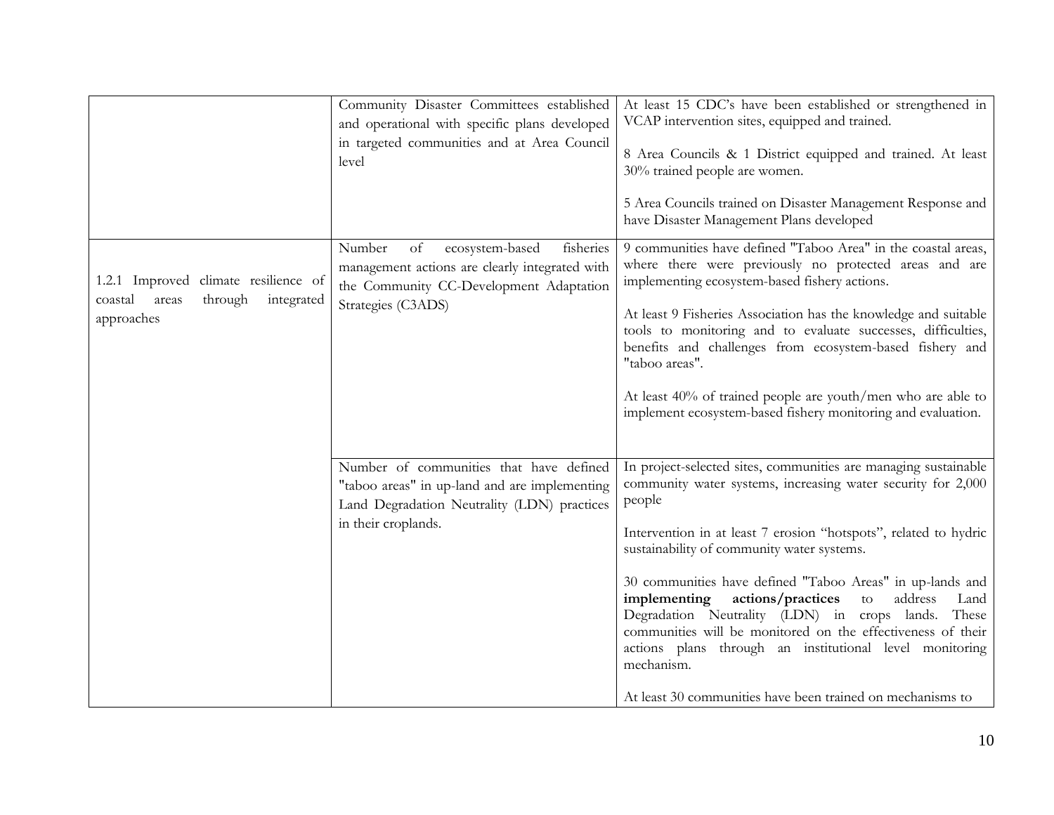| | | |
|---|---|---|
| | Community Disaster Committees established and operational with specific plans developed in targeted communities and at Area Council level | At least 15 CDC's have been established or strengthened in VCAP intervention sites, equipped and trained.<br><br>8 Area Councils & 1 District equipped and trained. At least 30% trained people are women.<br><br>5 Area Councils trained on Disaster Management Response and have Disaster Management Plans developed |
| 1.2.1 Improved climate resilience of coastal areas through integrated approaches | Number of ecosystem-based fisheries management actions are clearly integrated with the Community CC-Development Adaptation Strategies (C3ADS) | 9 communities have defined "Taboo Area" in the coastal areas, where there were previously no protected areas and are implementing ecosystem-based fishery actions.<br><br>At least 9 Fisheries Association has the knowledge and suitable tools to monitoring and to evaluate successes, difficulties, benefits and challenges from ecosystem-based fishery and "taboo areas".<br><br>At least 40% of trained people are youth/men who are able to implement ecosystem-based fishery monitoring and evaluation. |
| | Number of communities that have defined "taboo areas" in up-land and are implementing Land Degradation Neutrality (LDN) practices in their croplands. | In project-selected sites, communities are managing sustainable community water systems, increasing water security for 2,000 people<br><br>Intervention in at least 7 erosion "hotspots", related to hydric sustainability of community water systems.<br><br>30 communities have defined "Taboo Areas" in up-lands and **implementing actions/practices** to address Land Degradation Neutrality (LDN) in crops lands. These communities will be monitored on the effectiveness of their actions plans through an institutional level monitoring mechanism.<br><br>At least 30 communities have been trained on mechanisms to |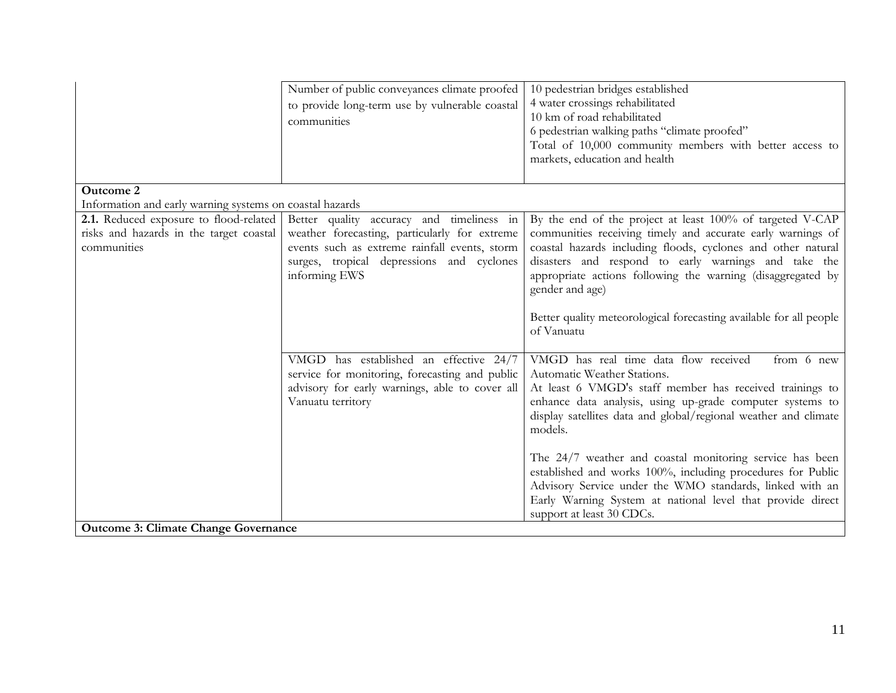| | | |
|---|---|---|
| | Number of public conveyances climate proofed to provide long-term use by vulnerable coastal communities | 10 pedestrian bridges established<br>4 water crossings rehabilitated<br>10 km of road rehabilitated<br>6 pedestrian walking paths "climate proofed"<br>Total of 10,000 community members with better access to markets, education and health |
| **Outcome 2**<br>Information and early warning systems on coastal hazards | | |
| **2.1.** Reduced exposure to flood-related risks and hazards in the target coastal communities | Better quality accuracy and timeliness in weather forecasting, particularly for extreme events such as extreme rainfall events, storm surges, tropical depressions and cyclones informing EWS | By the end of the project at least 100% of targeted V-CAP communities receiving timely and accurate early warnings of coastal hazards including floods, cyclones and other natural disasters and respond to early warnings and take the appropriate actions following the warning (disaggregated by gender and age)<br><br>Better quality meteorological forecasting available for all people of Vanuatu |
| | VMGD has established an effective 24/7 service for monitoring, forecasting and public advisory for early warnings, able to cover all Vanuatu territory | VMGD has real time data flow received from 6 new Automatic Weather Stations.<br>At least 6 VMGD's staff member has received trainings to enhance data analysis, using up-grade computer systems to display satellites data and global/regional weather and climate models.<br><br>The 24/7 weather and coastal monitoring service has been established and works 100%, including procedures for Public Advisory Service under the WMO standards, linked with an Early Warning System at national level that provide direct support at least 30 CDCs. |
| **Outcome 3: Climate Change Governance** | | |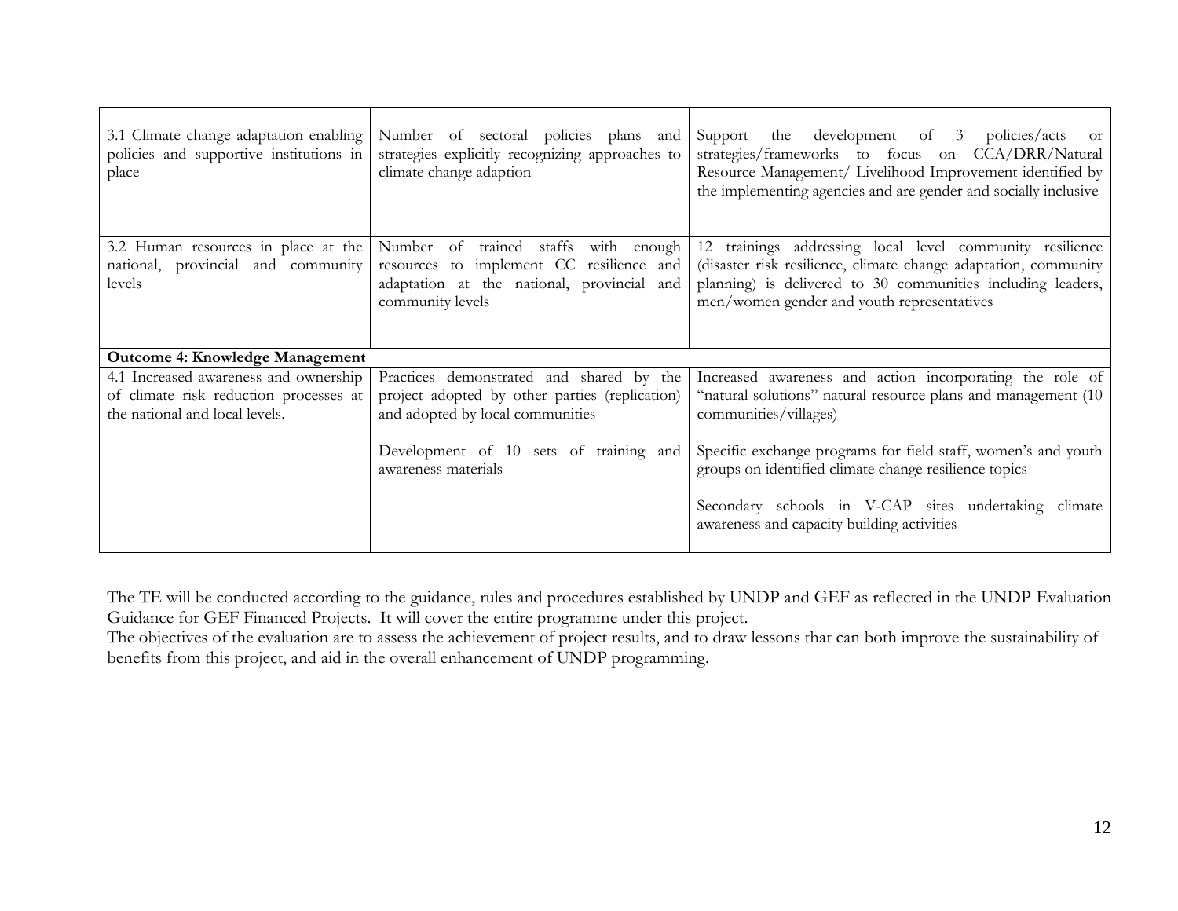| | | |
|---|---|---|
| 3.1 Climate change adaptation enabling policies and supportive institutions in place | Number of sectoral policies plans and strategies explicitly recognizing approaches to climate change adaption | Support the development of 3 policies/acts or strategies/frameworks to focus on CCA/DRR/Natural Resource Management/ Livelihood Improvement identified by the implementing agencies and are gender and socially inclusive |
| 3.2 Human resources in place at the national, provincial and community levels | Number of trained staffs with enough resources to implement CC resilience and adaptation at the national, provincial and community levels | 12 trainings addressing local level community resilience (disaster risk resilience, climate change adaptation, community planning) is delivered to 30 communities including leaders, men/women gender and youth representatives |
| **Outcome 4: Knowledge Management** | | |
| 4.1 Increased awareness and ownership of climate risk reduction processes at the national and local levels. | Practices demonstrated and shared by the project adopted by other parties (replication) and adopted by local communities<br><br>Development of 10 sets of training and awareness materials | Increased awareness and action incorporating the role of "natural solutions" natural resource plans and management (10 communities/villages)<br><br>Specific exchange programs for field staff, women's and youth groups on identified climate change resilience topics<br><br>Secondary schools in V-CAP sites undertaking climate awareness and capacity building activities |

The TE will be conducted according to the guidance, rules and procedures established by UNDP and GEF as reflected in the UNDP Evaluation Guidance for GEF Financed Projects. It will cover the entire programme under this project.
The objectives of the evaluation are to assess the achievement of project results, and to draw lessons that can both improve the sustainability of benefits from this project, and aid in the overall enhancement of UNDP programming.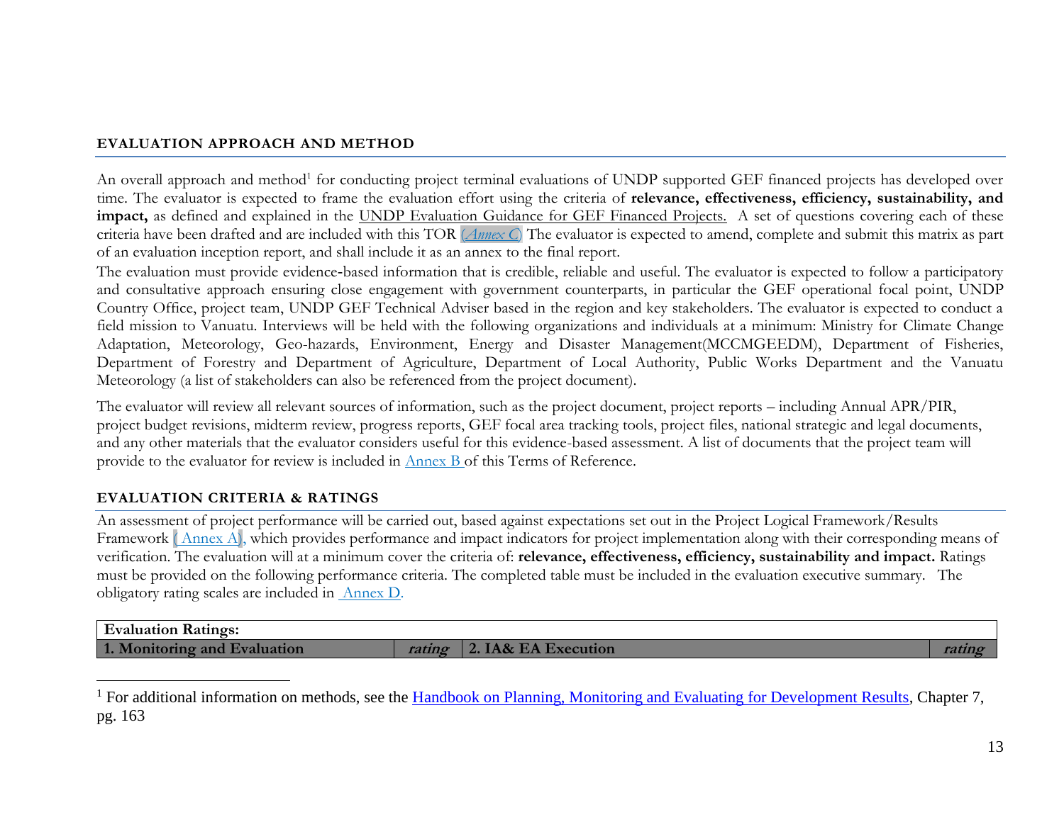## EVALUATION APPROACH AND METHOD

An overall approach and method[1] for conducting project terminal evaluations of UNDP supported GEF financed projects has developed over time. The evaluator is expected to frame the evaluation effort using the criteria of **relevance, effectiveness, efficiency, sustainability, and impact,** as defined and explained in the UNDP Evaluation Guidance for GEF Financed Projects. A set of questions covering each of these criteria have been drafted and are included with this TOR (*Annex C*) The evaluator is expected to amend, complete and submit this matrix as part of an evaluation inception report, and shall include it as an annex to the final report.

The evaluation must provide evidence-based information that is credible, reliable and useful. The evaluator is expected to follow a participatory and consultative approach ensuring close engagement with government counterparts, in particular the GEF operational focal point, UNDP Country Office, project team, UNDP GEF Technical Adviser based in the region and key stakeholders. The evaluator is expected to conduct a field mission to Vanuatu. Interviews will be held with the following organizations and individuals at a minimum: Ministry for Climate Change Adaptation, Meteorology, Geo-hazards, Environment, Energy and Disaster Management(MCCMGEEDM), Department of Fisheries, Department of Forestry and Department of Agriculture, Department of Local Authority, Public Works Department and the Vanuatu Meteorology (a list of stakeholders can also be referenced from the project document).

The evaluator will review all relevant sources of information, such as the project document, project reports – including Annual APR/PIR, project budget revisions, midterm review, progress reports, GEF focal area tracking tools, project files, national strategic and legal documents, and any other materials that the evaluator considers useful for this evidence-based assessment. A list of documents that the project team will provide to the evaluator for review is included in Annex B of this Terms of Reference.

## EVALUATION CRITERIA & RATINGS

An assessment of project performance will be carried out, based against expectations set out in the Project Logical Framework/Results Framework ( Annex A), which provides performance and impact indicators for project implementation along with their corresponding means of verification. The evaluation will at a minimum cover the criteria of: **relevance, effectiveness, efficiency, sustainability and impact.** Ratings must be provided on the following performance criteria. The completed table must be included in the evaluation executive summary. The obligatory rating scales are included in Annex D.

| **Evaluation Ratings:** | | | |
|---|---|---|---|
| **1. Monitoring and Evaluation** | ***rating*** | **2. IA& EA Execution** | ***rating*** |

[1] For additional information on methods, see the Handbook on Planning, Monitoring and Evaluating for Development Results, Chapter 7, pg. 163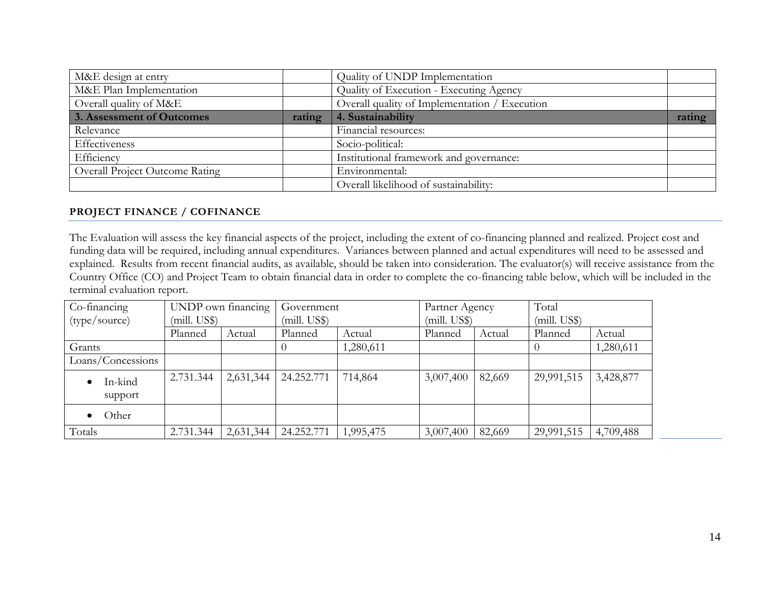| | | | |
|---|---|---|---|
| M&E design at entry | | Quality of UNDP Implementation | |
| M&E Plan Implementation | | Quality of Execution - Executing Agency | |
| Overall quality of M&E | | Overall quality of Implementation / Execution | |
| **3. Assessment of Outcomes** | **rating** | **4. Sustainability** | **rating** |
| Relevance | | Financial resources: | |
| Effectiveness | | Socio-political: | |
| Efficiency | | Institutional framework and governance: | |
| Overall Project Outcome Rating | | Environmental: | |
| | | Overall likelihood of sustainability: | |

## PROJECT FINANCE / COFINANCE

The Evaluation will assess the key financial aspects of the project, including the extent of co-financing planned and realized. Project cost and funding data will be required, including annual expenditures. Variances between planned and actual expenditures will need to be assessed and explained. Results from recent financial audits, as available, should be taken into consideration. The evaluator(s) will receive assistance from the Country Office (CO) and Project Team to obtain financial data in order to complete the co-financing table below, which will be included in the terminal evaluation report.

| Co-financing (type/source) | UNDP own financing (mill. US$) | | Government (mill. US$) | | Partner Agency (mill. US$) | | Total (mill. US$) | |
|---|---|---|---|---|---|---|---|---|
| | Planned | Actual | Planned | Actual | Planned | Actual | Planned | Actual |
| Grants | | | 0 | 1,280,611 | | | 0 | 1,280,611 |
| Loans/Concessions | | | | | | | | |
| • In-kind support | 2.731.344 | 2,631,344 | 24.252.771 | 714,864 | 3,007,400 | 82,669 | 29,991,515 | 3,428,877 |
| • Other | | | | | | | | |
| Totals | 2.731.344 | 2,631,344 | 24.252.771 | 1,995,475 | 3,007,400 | 82,669 | 29,991,515 | 4,709,488 |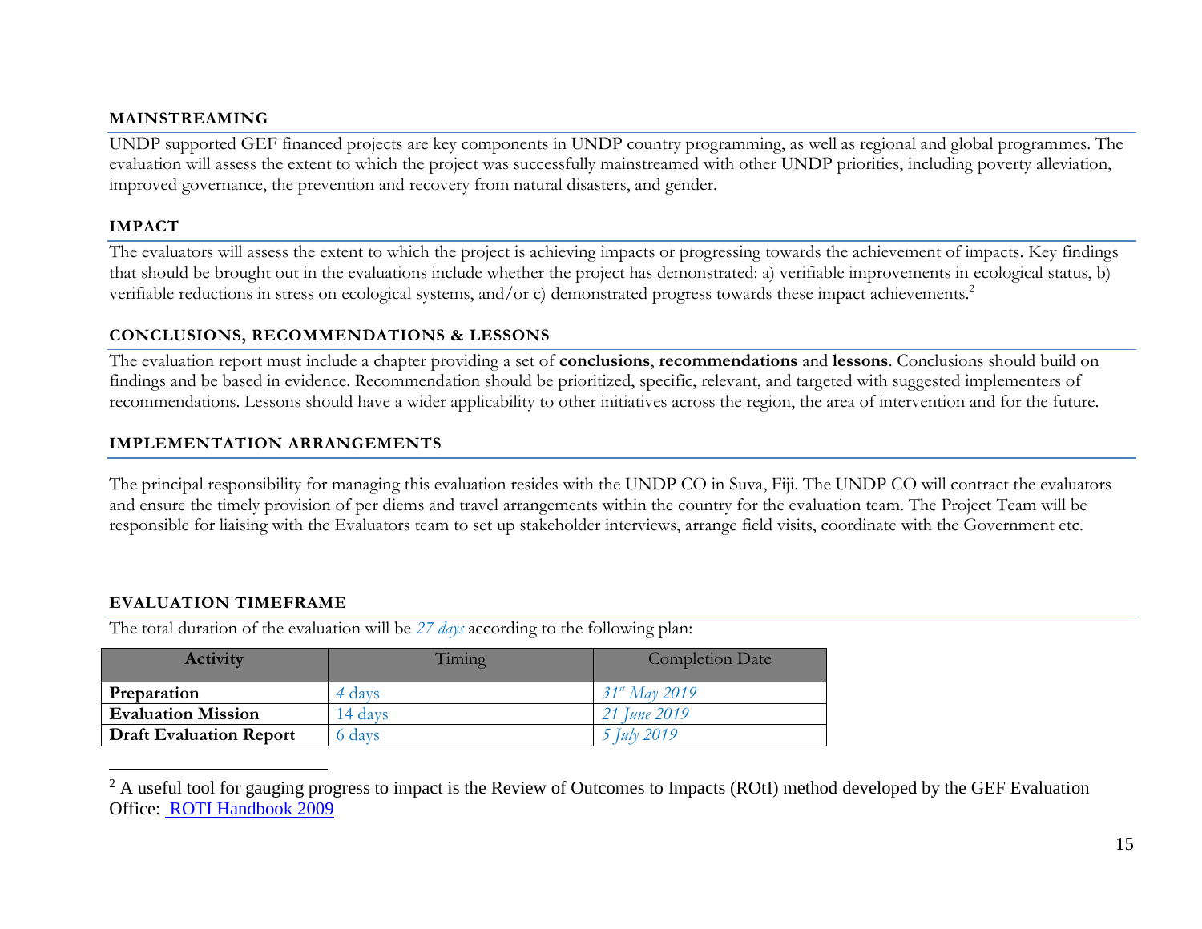### MAINSTREAMING

UNDP supported GEF financed projects are key components in UNDP country programming, as well as regional and global programmes. The evaluation will assess the extent to which the project was successfully mainstreamed with other UNDP priorities, including poverty alleviation, improved governance, the prevention and recovery from natural disasters, and gender.

### IMPACT

The evaluators will assess the extent to which the project is achieving impacts or progressing towards the achievement of impacts. Key findings that should be brought out in the evaluations include whether the project has demonstrated: a) verifiable improvements in ecological status, b) verifiable reductions in stress on ecological systems, and/or c) demonstrated progress towards these impact achievements.[2]

### CONCLUSIONS, RECOMMENDATIONS & LESSONS

The evaluation report must include a chapter providing a set of **conclusions**, **recommendations** and **lessons**. Conclusions should build on findings and be based in evidence. Recommendation should be prioritized, specific, relevant, and targeted with suggested implementers of recommendations. Lessons should have a wider applicability to other initiatives across the region, the area of intervention and for the future.

### IMPLEMENTATION ARRANGEMENTS

The principal responsibility for managing this evaluation resides with the UNDP CO in Suva, Fiji. The UNDP CO will contract the evaluators and ensure the timely provision of per diems and travel arrangements within the country for the evaluation team. The Project Team will be responsible for liaising with the Evaluators team to set up stakeholder interviews, arrange field visits, coordinate with the Government etc.

### EVALUATION TIMEFRAME

The total duration of the evaluation will be *27 days* according to the following plan:

| Activity | Timing | Completion Date |
|---|---|---|
| **Preparation** | *4* days | *31st May 2019* |
| **Evaluation Mission** | 14 days | *21 June 2019* |
| **Draft Evaluation Report** | 6 days | *5 July 2019* |

[2] A useful tool for gauging progress to impact is the Review of Outcomes to Impacts (ROtI) method developed by the GEF Evaluation Office: ROTI Handbook 2009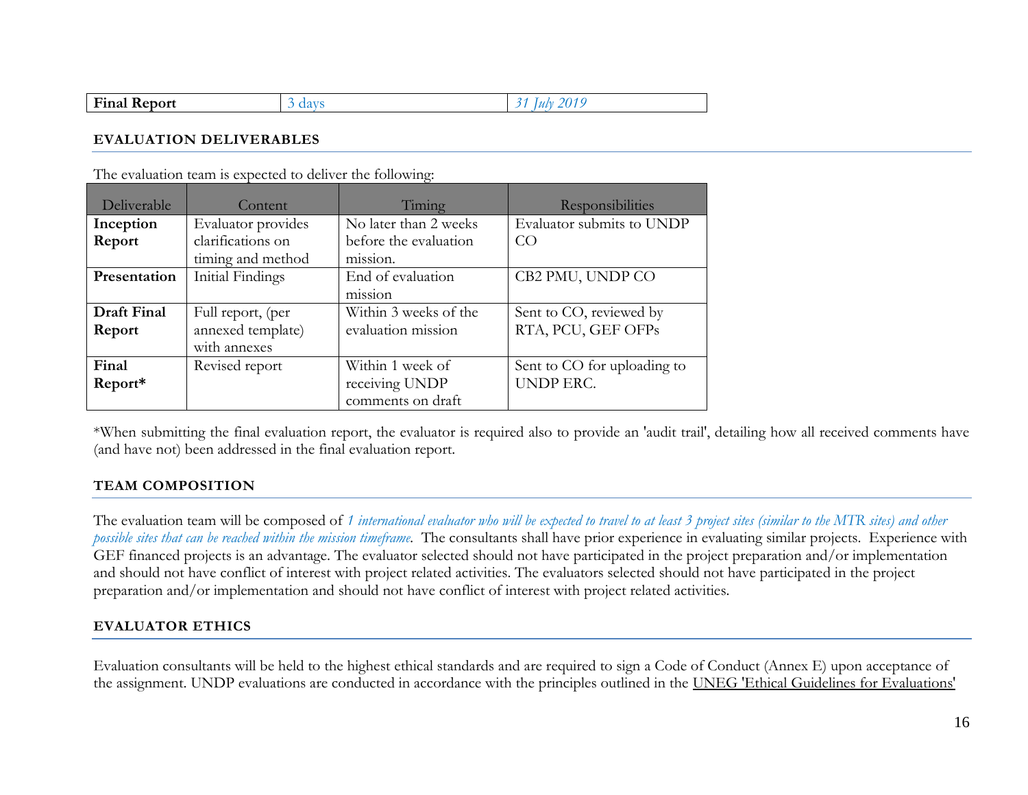| Final Report | 3 days | 31 July 2019 |
|---|---|---|

**EVALUATION DELIVERABLES**

The evaluation team is expected to deliver the following:

| Deliverable | Content | Timing | Responsibilities |
|---|---|---|---|
| **Inception Report** | Evaluator provides clarifications on timing and method | No later than 2 weeks before the evaluation mission. | Evaluator submits to UNDP CO |
| **Presentation** | Initial Findings | End of evaluation mission | CB2 PMU, UNDP CO |
| **Draft Final Report** | Full report, (per annexed template) with annexes | Within 3 weeks of the evaluation mission | Sent to CO, reviewed by RTA, PCU, GEF OFPs |
| **Final Report*** | Revised report | Within 1 week of receiving UNDP comments on draft | Sent to CO for uploading to UNDP ERC. |

*When submitting the final evaluation report, the evaluator is required also to provide an 'audit trail', detailing how all received comments have (and have not) been addressed in the final evaluation report.

**TEAM COMPOSITION**

The evaluation team will be composed of *1 international evaluator who will be expected to travel to at least 3 project sites (similar to the MTR sites) and other possible sites that can be reached within the mission timeframe*. The consultants shall have prior experience in evaluating similar projects. Experience with GEF financed projects is an advantage. The evaluator selected should not have participated in the project preparation and/or implementation and should not have conflict of interest with project related activities. The evaluators selected should not have participated in the project preparation and/or implementation and should not have conflict of interest with project related activities.

**EVALUATOR ETHICS**

Evaluation consultants will be held to the highest ethical standards and are required to sign a Code of Conduct (Annex E) upon acceptance of the assignment. UNDP evaluations are conducted in accordance with the principles outlined in the UNEG 'Ethical Guidelines for Evaluations'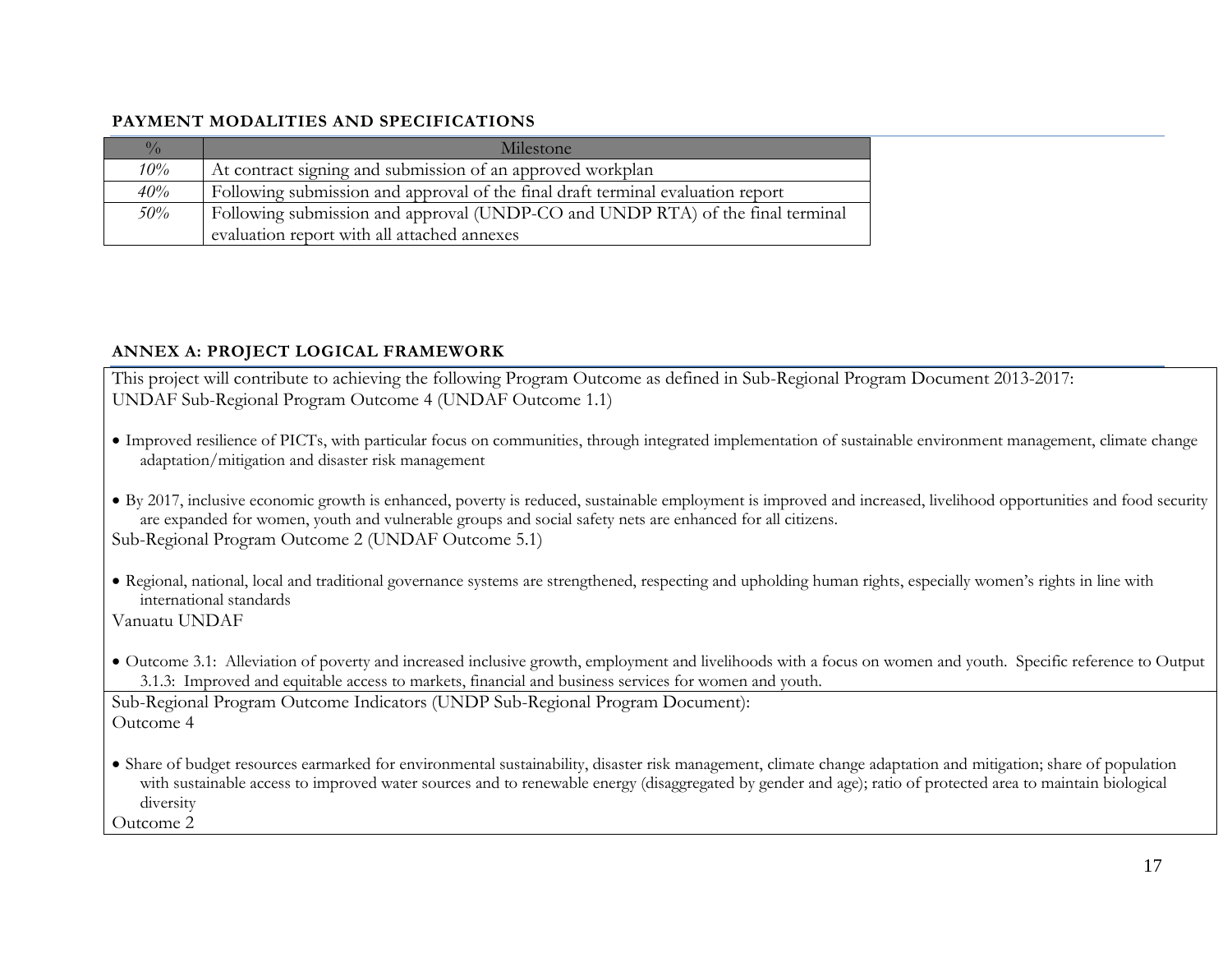## PAYMENT MODALITIES AND SPECIFICATIONS

| % | Milestone |
|---|---|
| *10%* | At contract signing and submission of an approved workplan |
| *40%* | Following submission and approval of the final draft terminal evaluation report |
| *50%* | Following submission and approval (UNDP-CO and UNDP RTA) of the final terminal evaluation report with all attached annexes |

## ANNEX A: PROJECT LOGICAL FRAMEWORK

This project will contribute to achieving the following Program Outcome as defined in Sub-Regional Program Document 2013-2017:
UNDAF Sub-Regional Program Outcome 4 (UNDAF Outcome 1.1)

- Improved resilience of PICTs, with particular focus on communities, through integrated implementation of sustainable environment management, climate change adaptation/mitigation and disaster risk management

- By 2017, inclusive economic growth is enhanced, poverty is reduced, sustainable employment is improved and increased, livelihood opportunities and food security are expanded for women, youth and vulnerable groups and social safety nets are enhanced for all citizens.

Sub-Regional Program Outcome 2 (UNDAF Outcome 5.1)

- Regional, national, local and traditional governance systems are strengthened, respecting and upholding human rights, especially women's rights in line with international standards

Vanuatu UNDAF

- Outcome 3.1: Alleviation of poverty and increased inclusive growth, employment and livelihoods with a focus on women and youth. Specific reference to Output 3.1.3: Improved and equitable access to markets, financial and business services for women and youth.

Sub-Regional Program Outcome Indicators (UNDP Sub-Regional Program Document):
Outcome 4

- Share of budget resources earmarked for environmental sustainability, disaster risk management, climate change adaptation and mitigation; share of population with sustainable access to improved water sources and to renewable energy (disaggregated by gender and age); ratio of protected area to maintain biological diversity

Outcome 2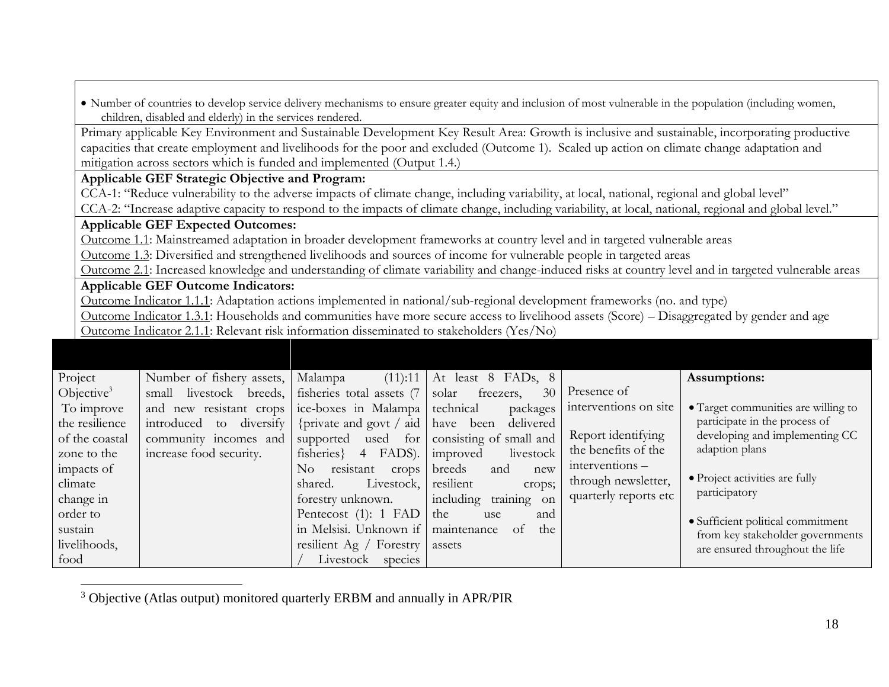- Number of countries to develop service delivery mechanisms to ensure greater equity and inclusion of most vulnerable in the population (including women, children, disabled and elderly) in the services rendered.

Primary applicable Key Environment and Sustainable Development Key Result Area: Growth is inclusive and sustainable, incorporating productive capacities that create employment and livelihoods for the poor and excluded (Outcome 1). Scaled up action on climate change adaptation and mitigation across sectors which is funded and implemented (Output 1.4.)

**Applicable GEF Strategic Objective and Program:**

CCA-1: "Reduce vulnerability to the adverse impacts of climate change, including variability, at local, national, regional and global level"

CCA-2: "Increase adaptive capacity to respond to the impacts of climate change, including variability, at local, national, regional and global level."

**Applicable GEF Expected Outcomes:**

Outcome 1.1: Mainstreamed adaptation in broader development frameworks at country level and in targeted vulnerable areas

Outcome 1.3: Diversified and strengthened livelihoods and sources of income for vulnerable people in targeted areas

Outcome 2.1: Increased knowledge and understanding of climate variability and change-induced risks at country level and in targeted vulnerable areas

**Applicable GEF Outcome Indicators:**

Outcome Indicator 1.1.1: Adaptation actions implemented in national/sub-regional development frameworks (no. and type)

Outcome Indicator 1.3.1: Households and communities have more secure access to livelihood assets (Score) – Disaggregated by gender and age

Outcome Indicator 2.1.1: Relevant risk information disseminated to stakeholders (Yes/No)

| | | | | | |
|---|---|---|---|---|---|
| Project Objective[3] To improve the resilience of the coastal zone to the impacts of climate change in order to sustain livelihoods, food | Number of fishery assets, small livestock breeds, and new resistant crops introduced to diversify community incomes and increase food security. | Malampa (11):11 fisheries total assets (7 ice-boxes in Malampa {private and govt / aid supported used for fisheries} 4 FADS). No resistant crops shared. Livestock, forestry unknown. Pentecost (1): 1 FAD in Melsisi. Unknown if resilient Ag / Forestry / Livestock species | At least 8 FADs, 8 solar freezers, 30 technical packages have been delivered consisting of small and improved livestock breeds and new resilient crops; including training on the use and maintenance of the assets | Presence of interventions on site<br><br>Report identifying the benefits of the interventions – through newsletter, quarterly reports etc | **Assumptions:**<br>• Target communities are willing to participate in the process of developing and implementing CC adaption plans<br>• Project activities are fully participatory<br>• Sufficient political commitment from key stakeholder governments are ensured throughout the life |

[3] Objective (Atlas output) monitored quarterly ERBM and annually in APR/PIR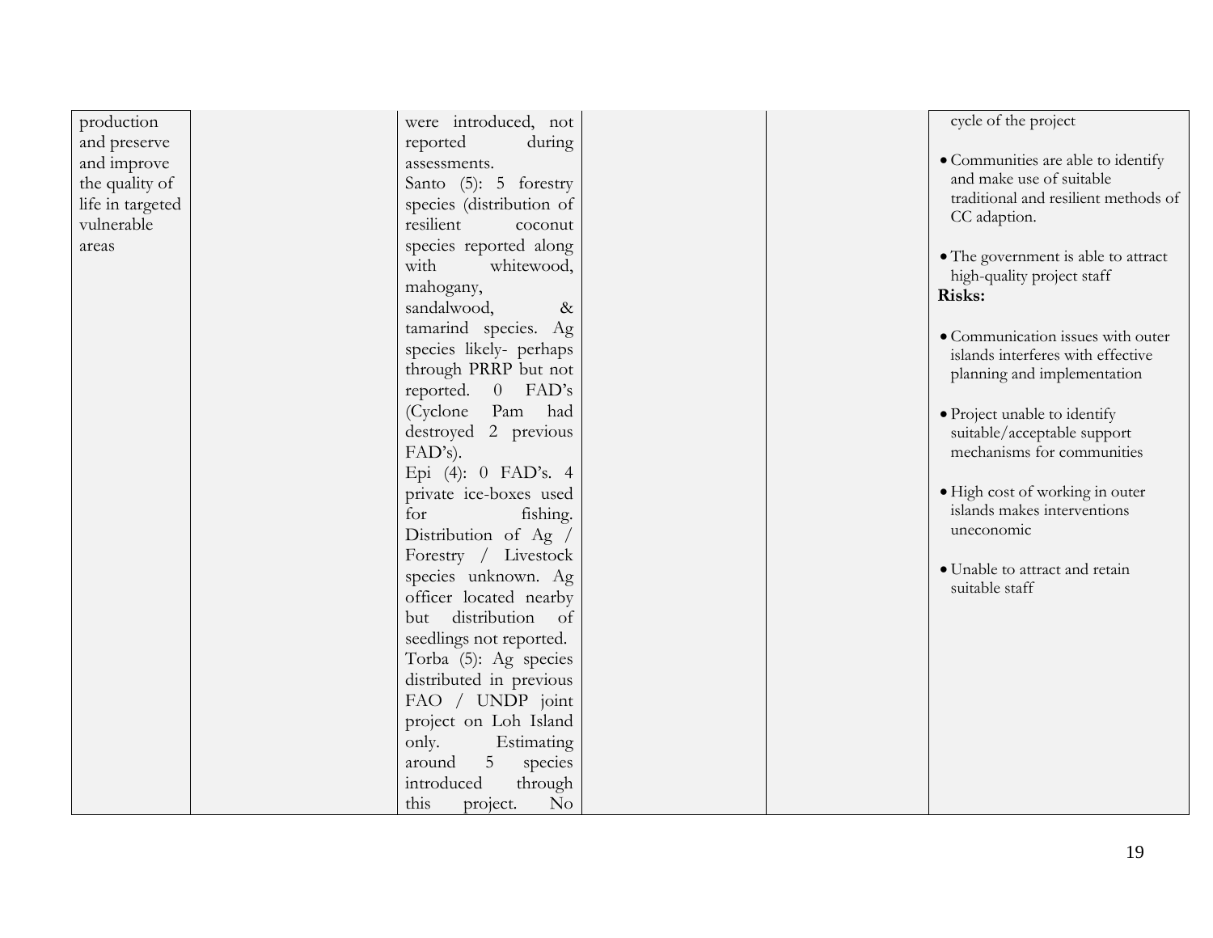| | | | | | |
|---|---|---|---|---|---|
| production and preserve and improve the quality of life in targeted vulnerable areas | | were introduced, not reported during assessments.<br>Santo (5): 5 forestry species (distribution of resilient coconut species reported along with whitewood, mahogany, sandalwood, & tamarind species. Ag species likely- perhaps through PRRP but not reported. 0 FAD's (Cyclone Pam had destroyed 2 previous FAD's).<br>Epi (4): 0 FAD's. 4 private ice-boxes used for fishing. Distribution of Ag / Forestry / Livestock species unknown. Ag officer located nearby but distribution of seedlings not reported.<br>Torba (5): Ag species distributed in previous FAO / UNDP joint project on Loh Island only. Estimating around 5 species introduced through this project. No | | | cycle of the project<br><br>• Communities are able to identify and make use of suitable traditional and resilient methods of CC adaption.<br><br>• The government is able to attract high-quality project staff<br>**Risks:**<br><br>• Communication issues with outer islands interferes with effective planning and implementation<br><br>• Project unable to identify suitable/acceptable support mechanisms for communities<br><br>• High cost of working in outer islands makes interventions uneconomic<br><br>• Unable to attract and retain suitable staff |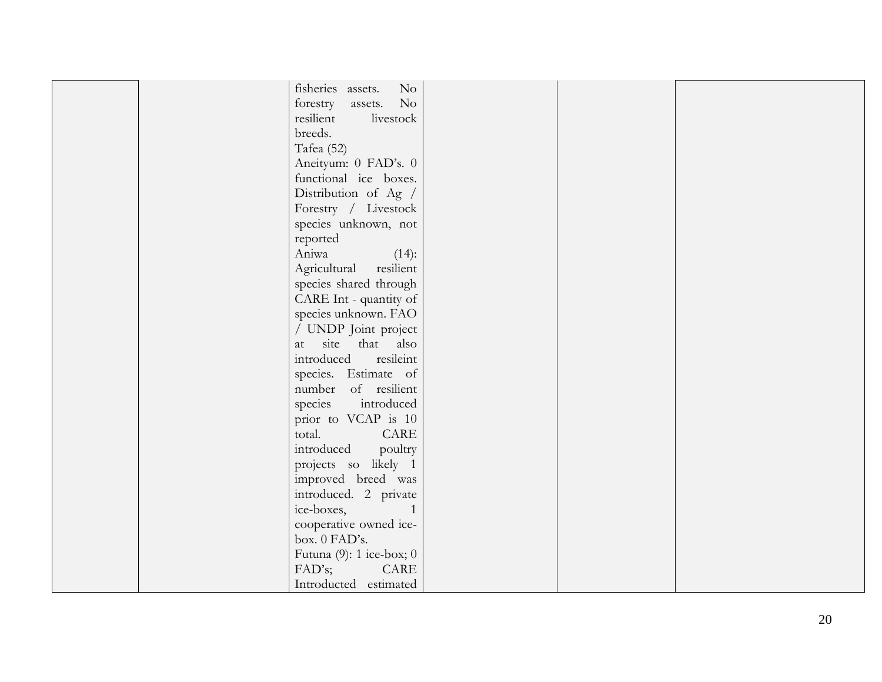| | | | | | |
|---|---|---|---|---|---|
| | | fisheries assets. No forestry assets. No resilient livestock breeds.<br>Tafea (52)<br>Aneityum: 0 FAD's. 0 functional ice boxes. Distribution of Ag / Forestry / Livestock species unknown, not reported<br>Aniwa (14): Agricultural resilient species shared through CARE Int - quantity of species unknown. FAO / UNDP Joint project at site that also introduced resileint species. Estimate of number of resilient species introduced prior to VCAP is 10 total. CARE introduced poultry projects so likely 1 improved breed was introduced. 2 private ice-boxes, 1 cooperative owned ice-box. 0 FAD's.<br>Futuna (9): 1 ice-box; 0 FAD's; CARE Introducted estimated | | | |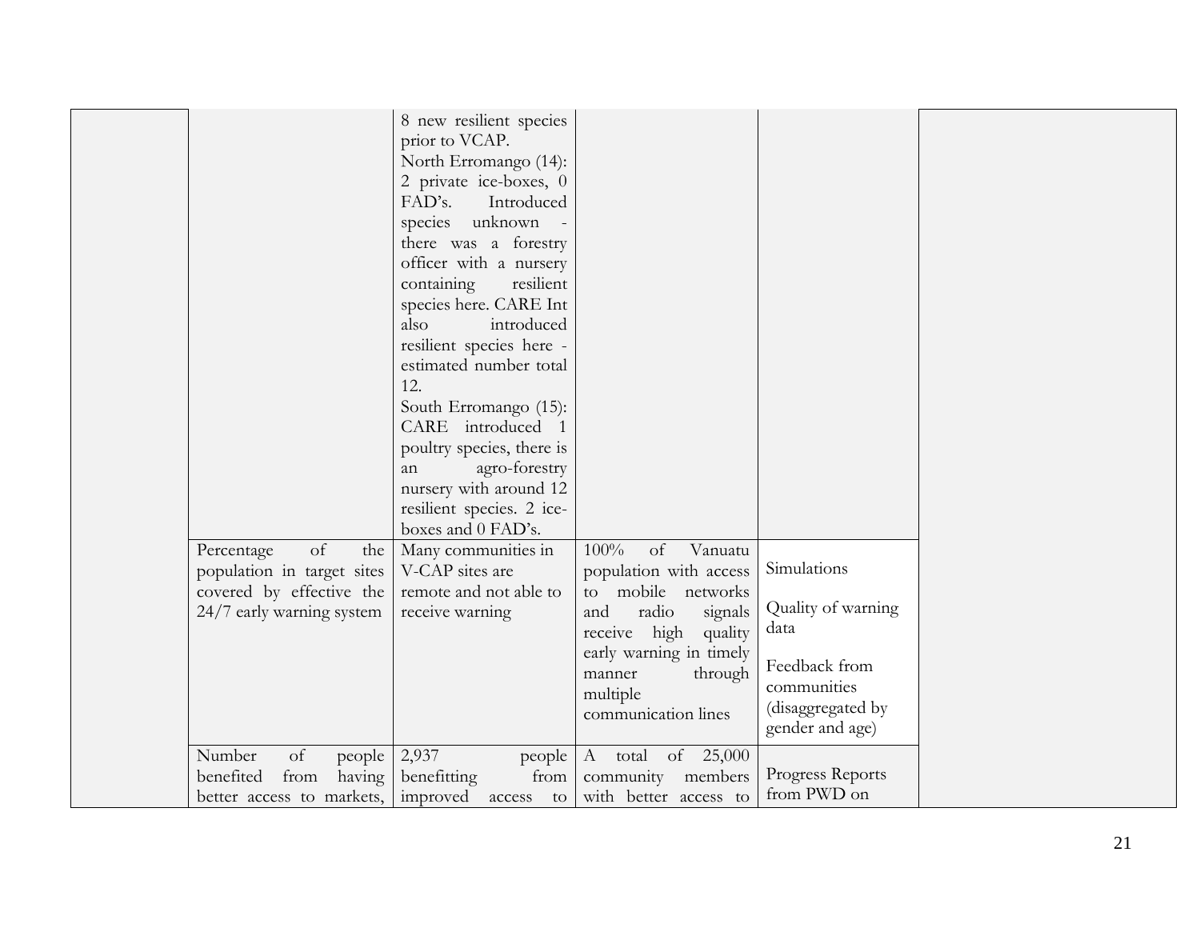| | | | | | |
|---|---|---|---|---|---|
| | | 8 new resilient species prior to VCAP.<br>North Erromango (14): 2 private ice-boxes, 0 FAD's. Introduced species unknown - there was a forestry officer with a nursery containing resilient species here. CARE Int also introduced resilient species here - estimated number total 12.<br>South Erromango (15): CARE introduced 1 poultry species, there is an agro-forestry nursery with around 12 resilient species. 2 ice-boxes and 0 FAD's. | | | |
| | Percentage of the population in target sites covered by effective the 24/7 early warning system | Many communities in V-CAP sites are remote and not able to receive warning | 100% of Vanuatu population with access to mobile networks and radio signals receive high quality early warning in timely manner through multiple communication lines | Simulations<br><br>Quality of warning data<br><br>Feedback from communities (disaggregated by gender and age) | |
| | Number of people benefited from having better access to markets, | 2,937 people benefitting from improved access to | A total of 25,000 community members with better access to | Progress Reports from PWD on | |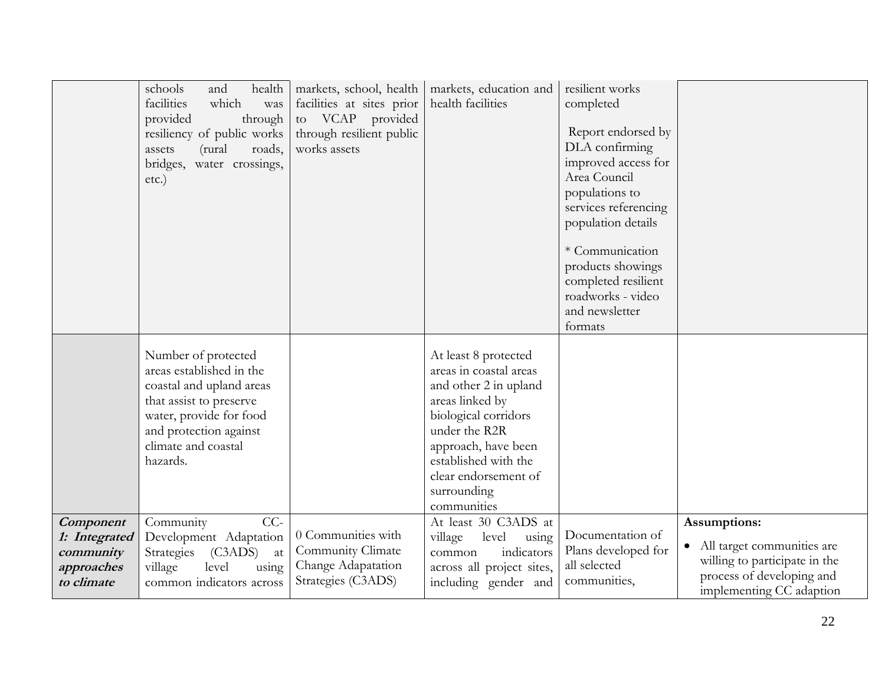| | | | | | |
|---|---|---|---|---|---|
| | schools and health facilities which was provided through resiliency of public works assets (rural roads, bridges, water crossings, etc.) | markets, school, health facilities at sites prior to VCAP provided through resilient public works assets | markets, education and health facilities | resilient works completed<br><br>Report endorsed by DLA confirming improved access for Area Council populations to services referencing population details<br><br>* Communication products showings completed resilient roadworks - video and newsletter formats | |
| | Number of protected areas established in the coastal and upland areas that assist to preserve water, provide for food and protection against climate and coastal hazards. | | At least 8 protected areas in coastal areas and other 2 in upland areas linked by biological corridors under the R2R approach, have been established with the clear endorsement of surrounding communities | | |
| ***Component 1: Integrated community approaches to climate*** | Community CC-Development Adaptation Strategies (C3ADS) at village level using common indicators across | 0 Communities with Community Climate Change Adapatation Strategies (C3ADS) | At least 30 C3ADS at village level using common indicators across all project sites, including gender and | Documentation of Plans developed for all selected communities, | **Assumptions:**<br><br>• All target communities are willing to participate in the process of developing and implementing CC adaption |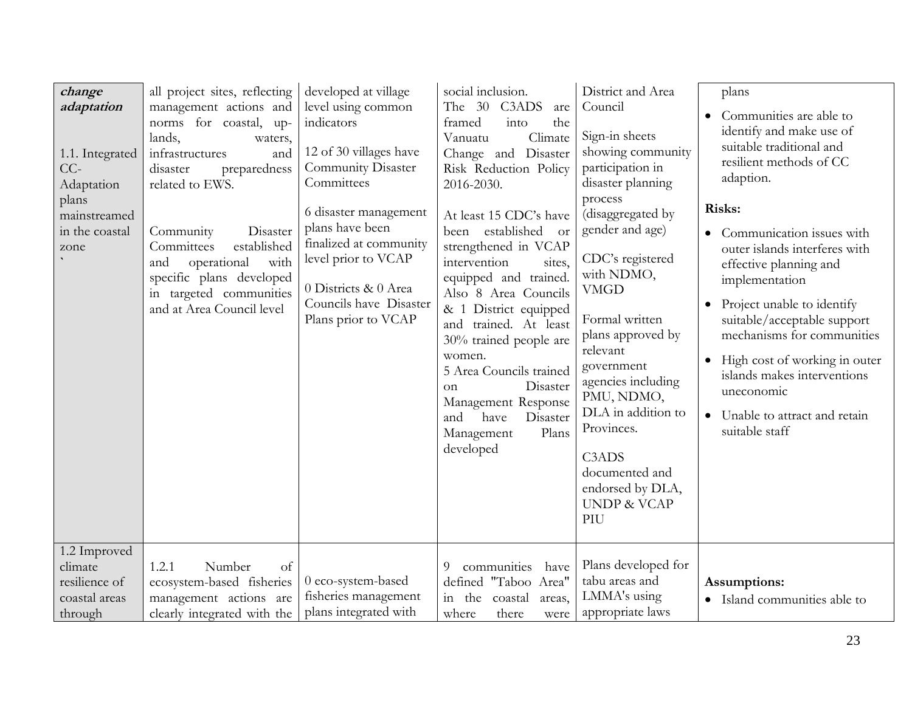| | | | | | |
|---|---|---|---|---|---|
| ***change adaptation***<br><br>1.1. Integrated CC-Adaptation plans mainstreamed in the coastal zone<br>` | all project sites, reflecting management actions and norms for coastal, up-lands, waters, infrastructures and disaster preparedness related to EWS.<br><br>Community Disaster Committees established and operational with specific plans developed in targeted communities and at Area Council level | developed at village level using common indicators<br><br>12 of 30 villages have Community Disaster Committees<br><br>6 disaster management plans have been finalized at community level prior to VCAP<br><br>0 Districts & 0 Area Councils have Disaster Plans prior to VCAP | social inclusion.<br>The 30 C3ADS are framed into the Vanuatu Climate Change and Disaster Risk Reduction Policy 2016-2030.<br><br>At least 15 CDC's have been established or strengthened in VCAP intervention sites, equipped and trained. Also 8 Area Councils & 1 District equipped and trained. At least 30% trained people are women.<br>5 Area Councils trained on Disaster Management Response and have Disaster Management Plans developed | District and Area Council<br><br>Sign-in sheets showing community participation in disaster planning process (disaggregated by gender and age)<br><br>CDC's registered with NDMO, VMGD<br><br>Formal written plans approved by relevant government agencies including PMU, NDMO, DLA in addition to Provinces.<br><br>C3ADS documented and endorsed by DLA, UNDP & VCAP PIU | plans<br><br>• Communities are able to identify and make use of suitable traditional and resilient methods of CC adaption.<br><br>**Risks:**<br><br>• Communication issues with outer islands interferes with effective planning and implementation<br><br>• Project unable to identify suitable/acceptable support mechanisms for communities<br><br>• High cost of working in outer islands makes interventions uneconomic<br><br>• Unable to attract and retain suitable staff |
| 1.2 Improved climate resilience of coastal areas through | 1.2.1 Number of ecosystem-based fisheries management actions are clearly integrated with the | 0 eco-system-based fisheries management plans integrated with | 9 communities have defined "Taboo Area" in the coastal areas, where there were | Plans developed for tabu areas and LMMA's using appropriate laws | **Assumptions:**<br>• Island communities able to |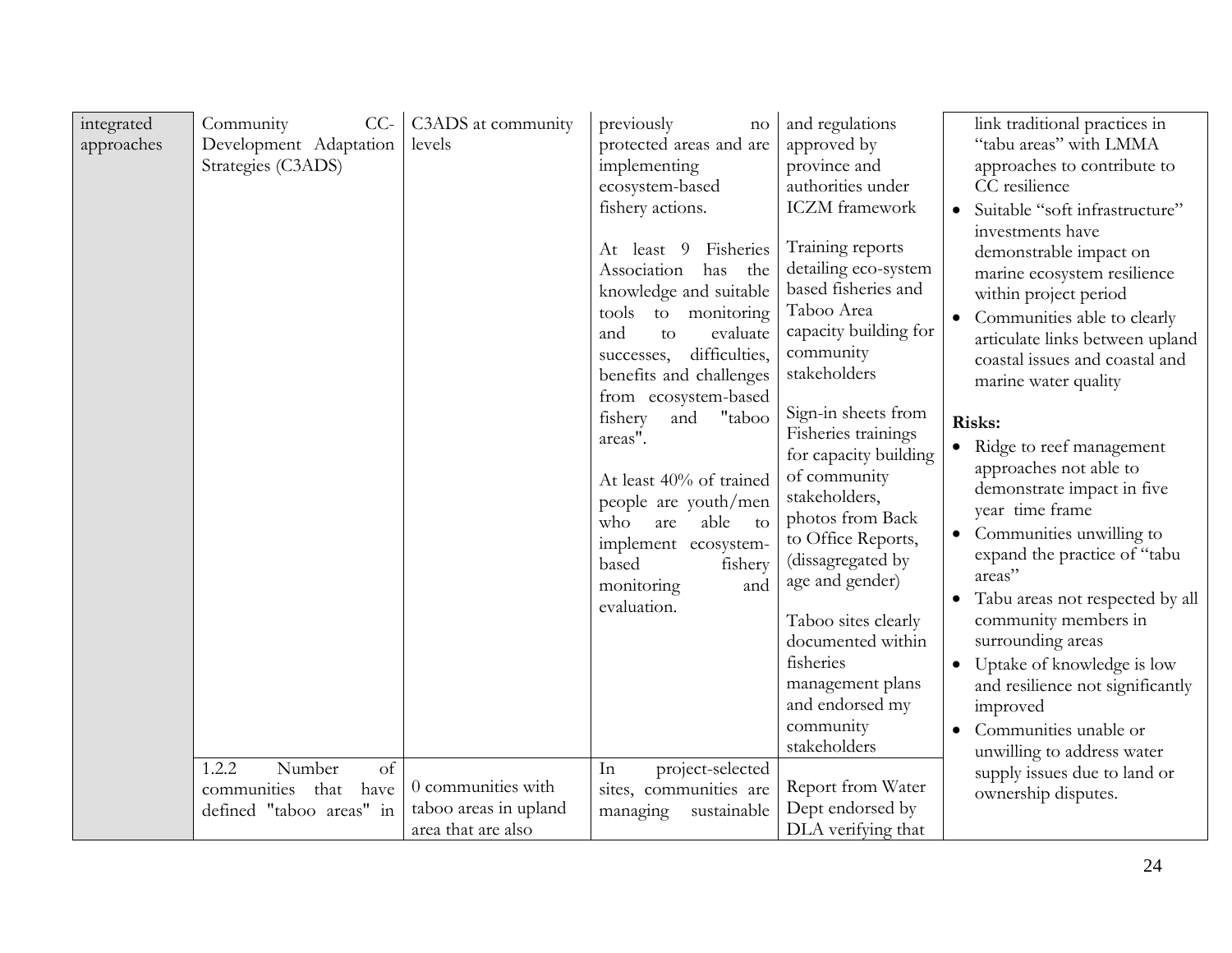| | | | | | |
|---|---|---|---|---|---|
| integrated approaches | Community CC-Development Adaptation Strategies (C3ADS) | C3ADS at community levels | previously no protected areas and are implementing ecosystem-based fishery actions.<br><br>At least 9 Fisheries Association has the knowledge and suitable tools to monitoring and to evaluate successes, difficulties, benefits and challenges from ecosystem-based fishery and "taboo areas".<br><br>At least 40% of trained people are youth/men who are able to implement ecosystem-based fishery monitoring and evaluation. | and regulations approved by province and authorities under ICZM framework<br><br>Training reports detailing eco-system based fisheries and Taboo Area capacity building for community stakeholders<br><br>Sign-in sheets from Fisheries trainings for capacity building of community stakeholders, photos from Back to Office Reports, (dissagregated by age and gender)<br><br>Taboo sites clearly documented within fisheries management plans and endorsed my community stakeholders | link traditional practices in "tabu areas" with LMMA approaches to contribute to CC resilience<br>• Suitable "soft infrastructure" investments have demonstrable impact on marine ecosystem resilience within project period<br>• Communities able to clearly articulate links between upland coastal issues and coastal and marine water quality<br><br>**Risks:**<br>• Ridge to reef management approaches not able to demonstrate impact in five year time frame<br>• Communities unwilling to expand the practice of "tabu areas"<br>• Tabu areas not respected by all community members in surrounding areas<br>• Uptake of knowledge is low and resilience not significantly improved<br>• Communities unable or unwilling to address water supply issues due to land or ownership disputes. |
| | 1.2.2 Number of communities that have defined "taboo areas" in | 0 communities with taboo areas in upland area that are also | In project-selected sites, communities are managing sustainable | Report from Water Dept endorsed by DLA verifying that | |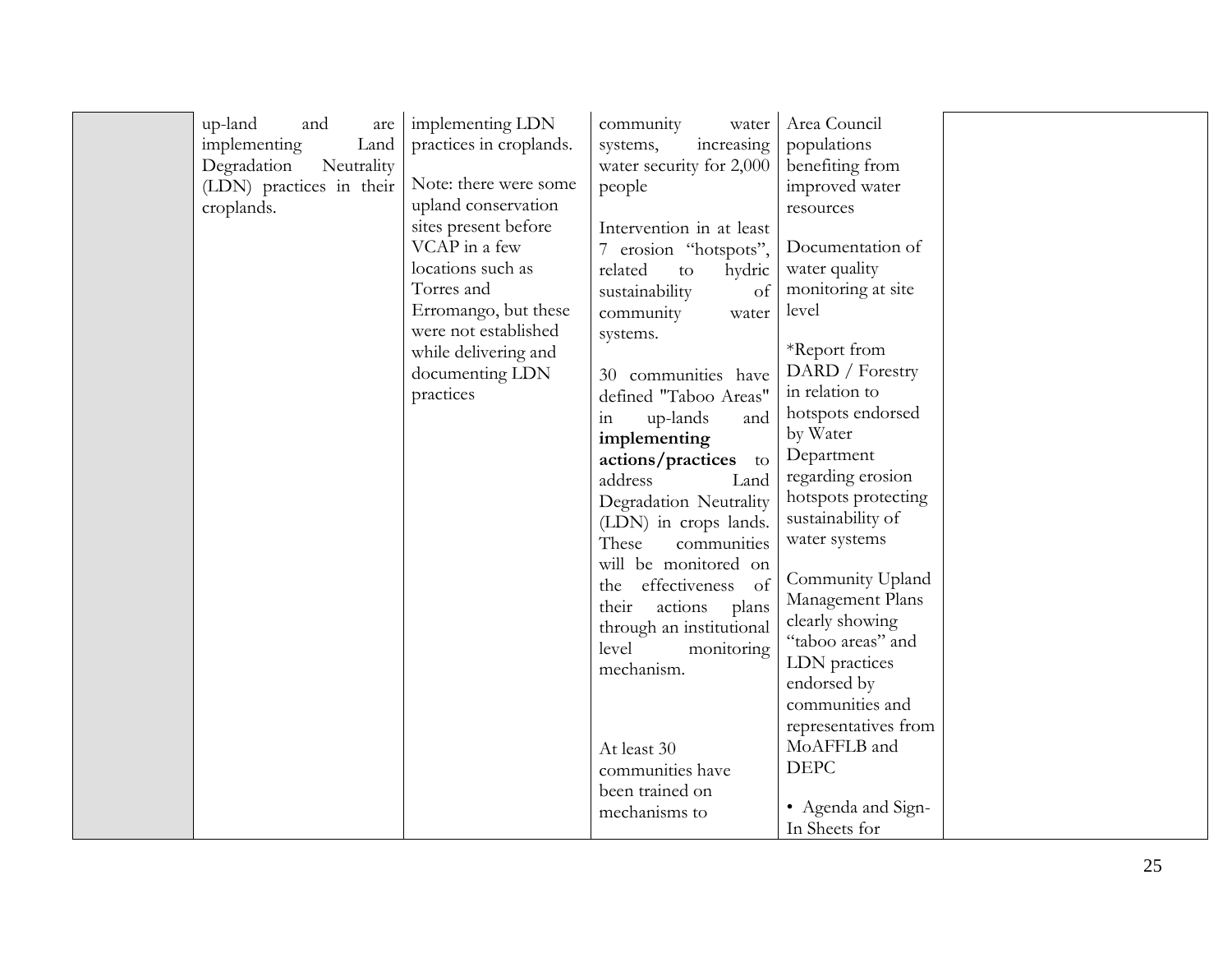| | | | | | |
|---|---|---|---|---|---|
| | up-land and are implementing Land Degradation Neutrality (LDN) practices in their croplands. | implementing LDN practices in croplands.<br><br>Note: there were some upland conservation sites present before VCAP in a few locations such as Torres and Erromango, but these were not established while delivering and documenting LDN practices | community water systems, increasing water security for 2,000 people<br><br>Intervention in at least 7 erosion "hotspots", related to hydric sustainability of community water systems.<br><br>30 communities have defined "Taboo Areas" in up-lands and **implementing actions/practices** to address Land Degradation Neutrality (LDN) in crops lands. These communities will be monitored on the effectiveness of their actions plans through an institutional level monitoring mechanism.<br><br>At least 30 communities have been trained on mechanisms to | Area Council populations benefiting from improved water resources<br><br>Documentation of water quality monitoring at site level<br><br>*Report from DARD / Forestry in relation to hotspots endorsed by Water Department regarding erosion hotspots protecting sustainability of water systems<br><br>Community Upland Management Plans clearly showing "taboo areas" and LDN practices endorsed by communities and representatives from MoAFFLB and DEPC<br><br>• Agenda and Sign-In Sheets for | |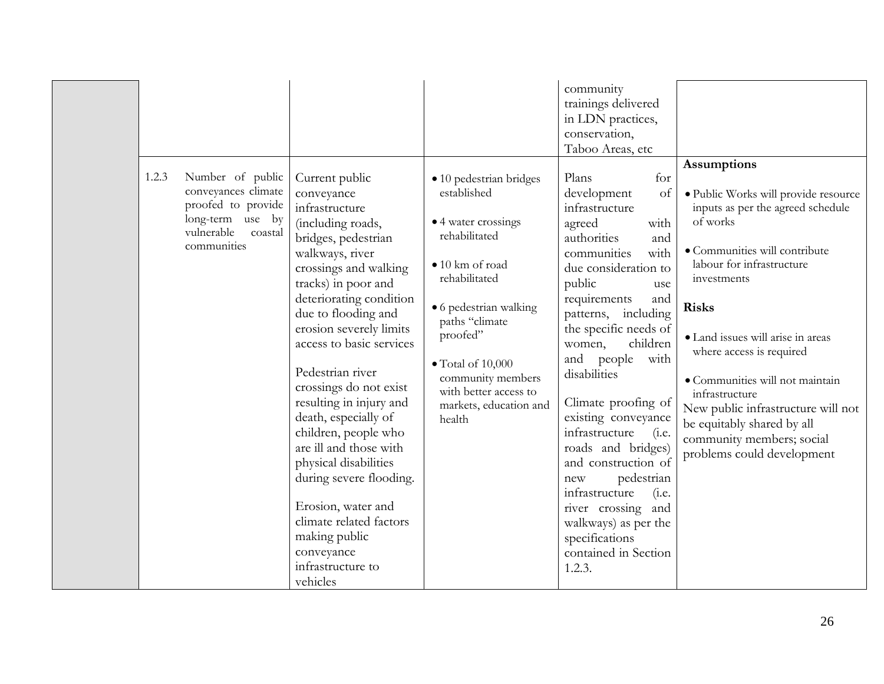| | | | | | |
|---|---|---|---|---|---|
| | | | | community trainings delivered in LDN practices, conservation, Taboo Areas, etc | |
| | 1.2.3 Number of public conveyances climate proofed to provide long-term use by vulnerable coastal communities | Current public conveyance infrastructure (including roads, bridges, pedestrian walkways, river crossings and walking tracks) in poor and deteriorating condition due to flooding and erosion severely limits access to basic services<br><br>Pedestrian river crossings do not exist resulting in injury and death, especially of children, people who are ill and those with physical disabilities during severe flooding.<br><br>Erosion, water and climate related factors making public conveyance infrastructure to vehicles | • 10 pedestrian bridges established<br><br>• 4 water crossings rehabilitated<br><br>• 10 km of road rehabilitated<br><br>• 6 pedestrian walking paths "climate proofed"<br><br>• Total of 10,000 community members with better access to markets, education and health | Plans for development of infrastructure agreed with authorities and communities with due consideration to public use requirements and patterns, including the specific needs of women, children and people with disabilities<br><br>Climate proofing of existing conveyance infrastructure (i.e. roads and bridges) and construction of new pedestrian infrastructure (i.e. river crossing and walkways) as per the specifications contained in Section 1.2.3. | **Assumptions**<br><br>• Public Works will provide resource inputs as per the agreed schedule of works<br><br>• Communities will contribute labour for infrastructure investments<br><br>**Risks**<br><br>• Land issues will arise in areas where access is required<br><br>• Communities will not maintain infrastructure<br>New public infrastructure will not be equitably shared by all community members; social problems could development |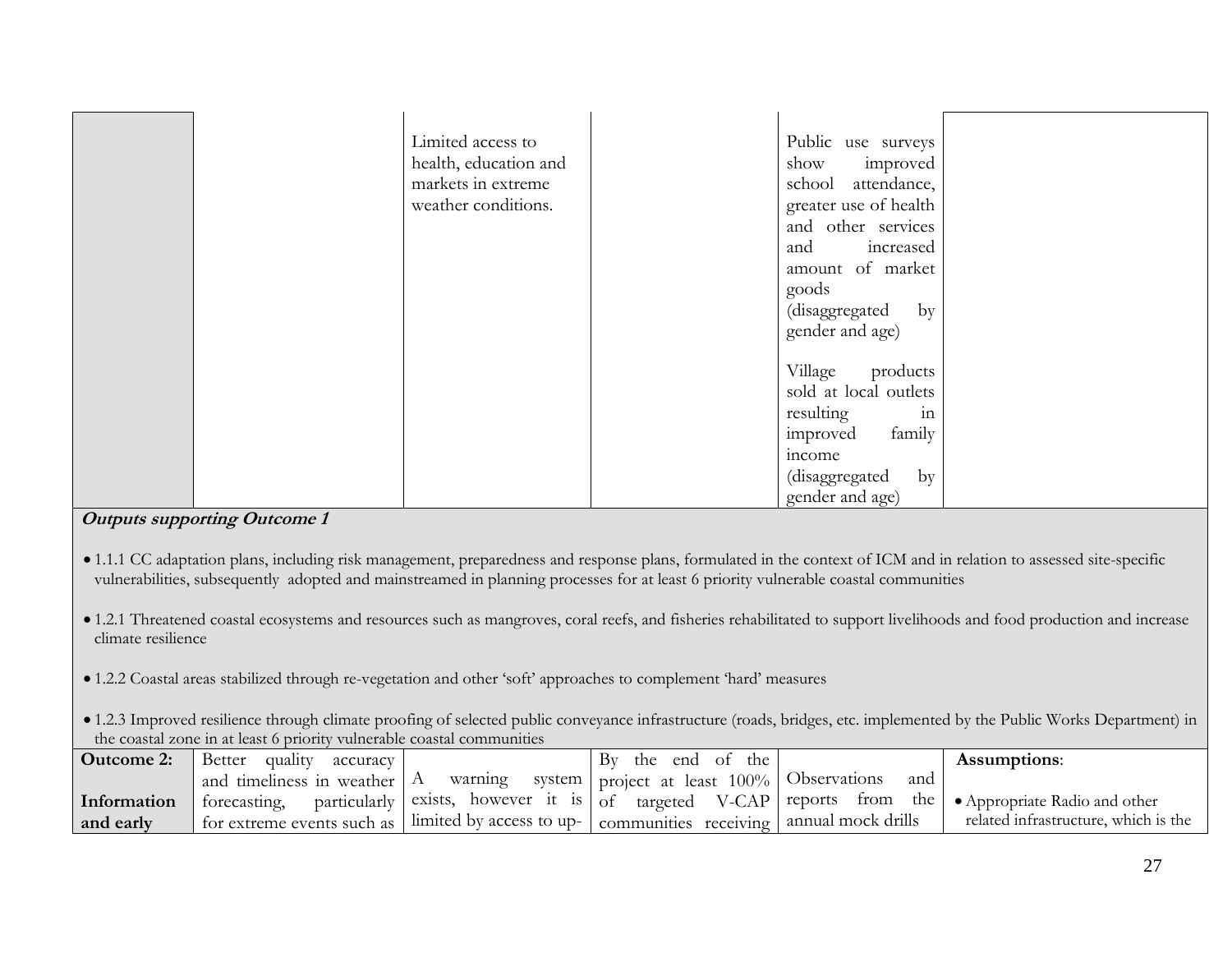| | | | | | |
|---|---|---|---|---|---|
| | | Limited access to health, education and markets in extreme weather conditions. | | Public use surveys show improved school attendance, greater use of health and other services and increased amount of market goods (disaggregated by gender and age)<br><br>Village products sold at local outlets resulting in improved family income (disaggregated by gender and age) | |

***Outputs supporting Outcome 1***

- 1.1.1 CC adaptation plans, including risk management, preparedness and response plans, formulated in the context of ICM and in relation to assessed site-specific vulnerabilities, subsequently adopted and mainstreamed in planning processes for at least 6 priority vulnerable coastal communities
- 1.2.1 Threatened coastal ecosystems and resources such as mangroves, coral reefs, and fisheries rehabilitated to support livelihoods and food production and increase climate resilience
- 1.2.2 Coastal areas stabilized through re-vegetation and other 'soft' approaches to complement 'hard' measures
- 1.2.3 Improved resilience through climate proofing of selected public conveyance infrastructure (roads, bridges, etc. implemented by the Public Works Department) in the coastal zone in at least 6 priority vulnerable coastal communities

| | | | | | |
|---|---|---|---|---|---|
| **Outcome 2:**<br><br>**Information and early** | Better quality accuracy and timeliness in weather forecasting, particularly for extreme events such as | A warning system exists, however it is limited by access to up- | By the end of the project at least 100% of targeted V-CAP communities receiving | Observations and reports from the annual mock drills | **Assumptions**:<br><br>• Appropriate Radio and other related infrastructure, which is the |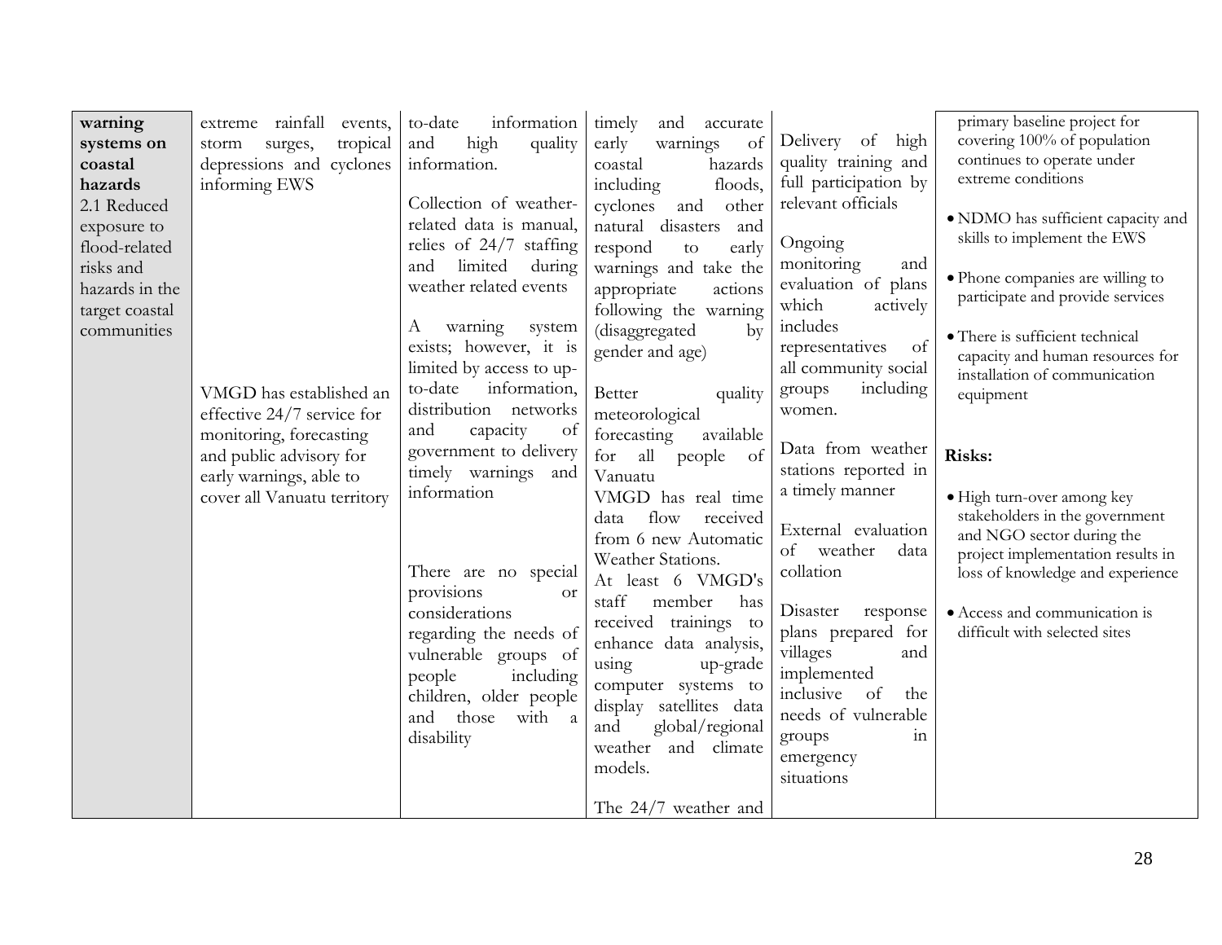| | | | | | |
|---|---|---|---|---|---|
| **warning systems on coastal hazards**<br>2.1 Reduced exposure to flood-related risks and hazards in the target coastal communities | extreme rainfall events, storm surges, tropical depressions and cyclones informing EWS<br><br>VMGD has established an effective 24/7 service for monitoring, forecasting and public advisory for early warnings, able to cover all Vanuatu territory | to-date information and high quality information.<br><br>Collection of weather-related data is manual, relies of 24/7 staffing and limited during weather related events<br><br>A warning system exists; however, it is limited by access to up-to-date information, distribution networks and capacity of government to delivery timely warnings and information<br><br>There are no special provisions or considerations regarding the needs of vulnerable groups of people including children, older people and those with a disability | timely and accurate early warnings of coastal hazards including floods, cyclones and other natural disasters and respond to early warnings and take the appropriate actions following the warning (disaggregated by gender and age)<br><br>Better quality meteorological forecasting available for all people of Vanuatu<br>VMGD has real time data flow received from 6 new Automatic Weather Stations.<br>At least 6 VMGD's staff member has received trainings to enhance data analysis, using up-grade computer systems to display satellites data and global/regional weather and climate models.<br><br>The 24/7 weather and | Delivery of high quality training and full participation by relevant officials<br><br>Ongoing monitoring and evaluation of plans which actively includes representatives of all community social groups including women.<br><br>Data from weather stations reported in a timely manner<br><br>External evaluation of weather data collation<br><br>Disaster response plans prepared for villages and implemented inclusive of the needs of vulnerable groups in emergency situations | primary baseline project for covering 100% of population continues to operate under extreme conditions<br><br>• NDMO has sufficient capacity and skills to implement the EWS<br><br>• Phone companies are willing to participate and provide services<br><br>• There is sufficient technical capacity and human resources for installation of communication equipment<br><br>**Risks:**<br><br>• High turn-over among key stakeholders in the government and NGO sector during the project implementation results in loss of knowledge and experience<br><br>• Access and communication is difficult with selected sites |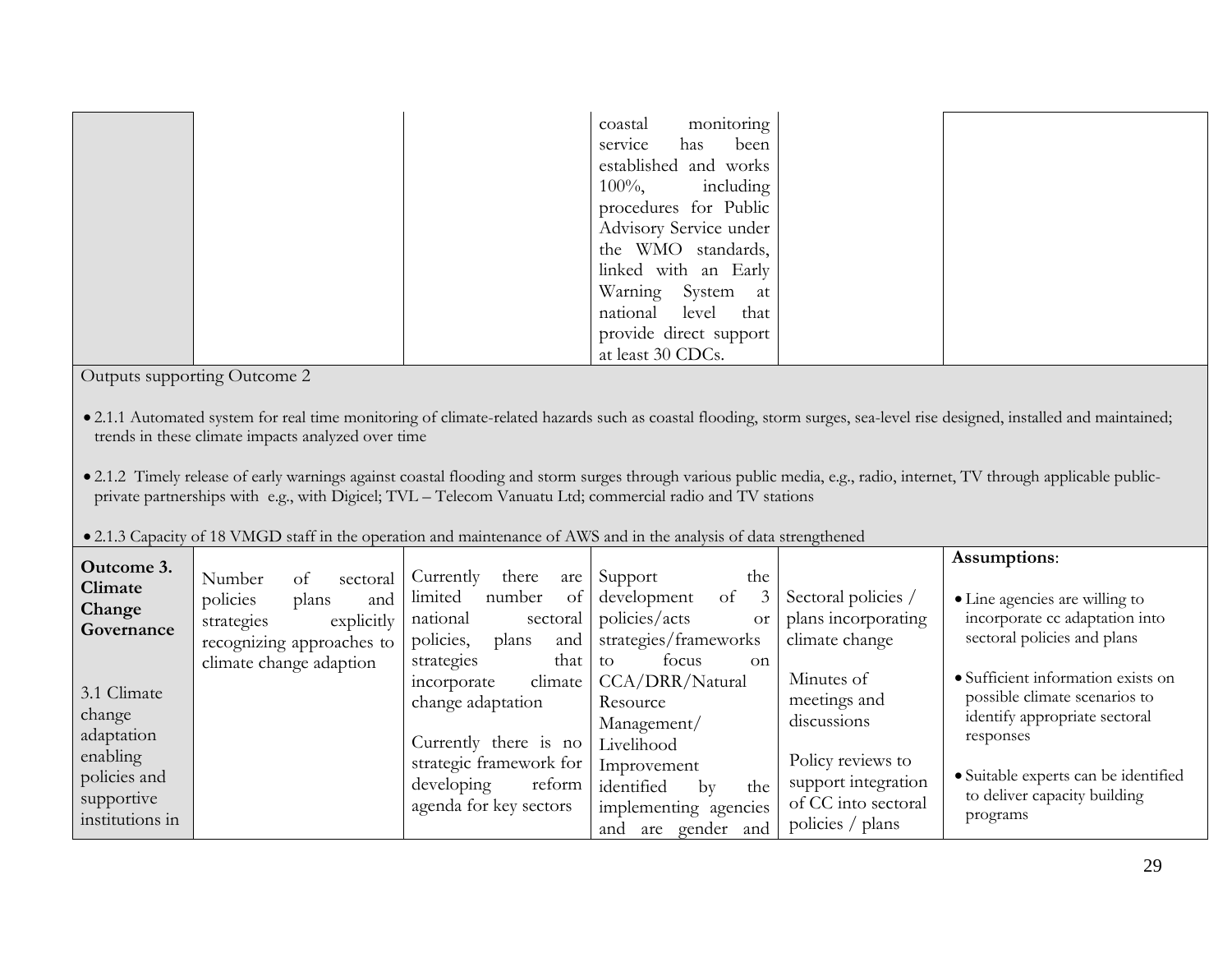| | | | | | |
|---|---|---|---|---|---|
| | | | coastal monitoring service has been established and works 100%, including procedures for Public Advisory Service under the WMO standards, linked with an Early Warning System at national level that provide direct support at least 30 CDCs. | | |
| Outputs supporting Outcome 2<br><br>• 2.1.1 Automated system for real time monitoring of climate-related hazards such as coastal flooding, storm surges, sea-level rise designed, installed and maintained; trends in these climate impacts analyzed over time<br><br>• 2.1.2 Timely release of early warnings against coastal flooding and storm surges through various public media, e.g., radio, internet, TV through applicable public-private partnerships with e.g., with Digicel; TVL – Telecom Vanuatu Ltd; commercial radio and TV stations<br><br>• 2.1.3 Capacity of 18 VMGD staff in the operation and maintenance of AWS and in the analysis of data strengthened | | | | | |
| **Outcome 3. Climate Change Governance**<br><br>3.1 Climate change adaptation enabling policies and supportive institutions in | Number of sectoral policies plans and strategies explicitly recognizing approaches to climate change adaption | Currently there are limited number of national sectoral policies, plans and strategies that incorporate climate change adaptation<br><br>Currently there is no strategic framework for developing reform agenda for key sectors | Support the development of 3 policies/acts or strategies/frameworks to focus on CCA/DRR/Natural Resource Management/ Livelihood Improvement identified by the implementing agencies and are gender and | Sectoral policies / plans incorporating climate change<br><br>Minutes of meetings and discussions<br><br>Policy reviews to support integration of CC into sectoral policies / plans | **Assumptions**:<br><br>• Line agencies are willing to incorporate cc adaptation into sectoral policies and plans<br><br>• Sufficient information exists on possible climate scenarios to identify appropriate sectoral responses<br><br>• Suitable experts can be identified to deliver capacity building programs |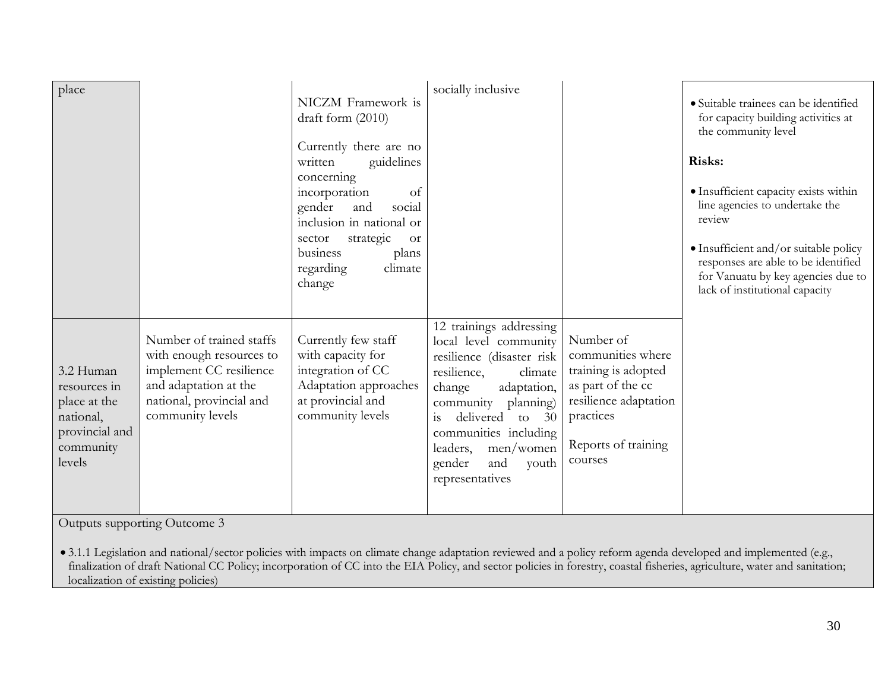| | | | | | |
|---|---|---|---|---|---|
| place | | NICZM Framework is draft form (2010)<br><br>Currently there are no written guidelines concerning incorporation of gender and social inclusion in national or sector strategic or business plans regarding climate change | socially inclusive | | • Suitable trainees can be identified for capacity building activities at the community level<br><br>**Risks:**<br><br>• Insufficient capacity exists within line agencies to undertake the review<br><br>• Insufficient and/or suitable policy responses are able to be identified for Vanuatu by key agencies due to lack of institutional capacity |
| 3.2 Human resources in place at the national, provincial and community levels | Number of trained staffs with enough resources to implement CC resilience and adaptation at the national, provincial and community levels | Currently few staff with capacity for integration of CC Adaptation approaches at provincial and community levels | 12 trainings addressing local level community resilience (disaster risk resilience, climate change adaptation, community planning) is delivered to 30 communities including leaders, men/women gender and youth representatives | Number of communities where training is adopted as part of the cc resilience adaptation practices<br><br>Reports of training courses | |

Outputs supporting Outcome 3

- 3.1.1 Legislation and national/sector policies with impacts on climate change adaptation reviewed and a policy reform agenda developed and implemented (e.g., finalization of draft National CC Policy; incorporation of CC into the EIA Policy, and sector policies in forestry, coastal fisheries, agriculture, water and sanitation; localization of existing policies)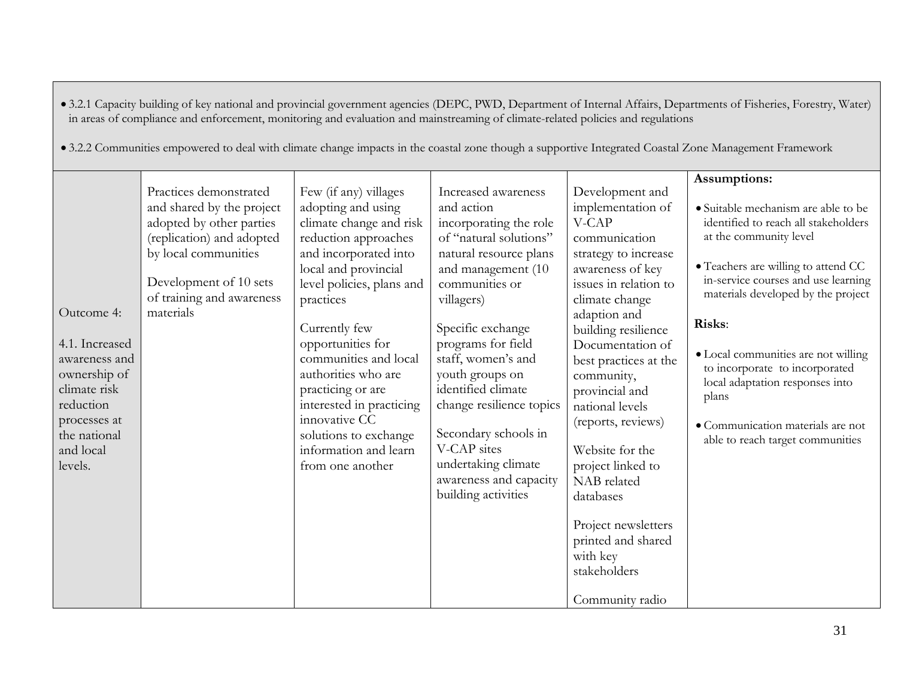- 3.2.1 Capacity building of key national and provincial government agencies (DEPC, PWD, Department of Internal Affairs, Departments of Fisheries, Forestry, Water) in areas of compliance and enforcement, monitoring and evaluation and mainstreaming of climate-related policies and regulations
- 3.2.2 Communities empowered to deal with climate change impacts in the coastal zone though a supportive Integrated Coastal Zone Management Framework

| | | | | | |
|---|---|---|---|---|---|
| Outcome 4:<br><br>4.1. Increased awareness and ownership of climate risk reduction processes at the national and local levels. | Practices demonstrated and shared by the project adopted by other parties (replication) and adopted by local communities<br><br>Development of 10 sets of training and awareness materials | Few (if any) villages adopting and using climate change and risk reduction approaches and incorporated into local and provincial level policies, plans and practices<br><br>Currently few opportunities for communities and local authorities who are practicing or are interested in practicing innovative CC solutions to exchange information and learn from one another | Increased awareness and action incorporating the role of "natural solutions" natural resource plans and management (10 communities or villagers)<br><br>Specific exchange programs for field staff, women's and youth groups on identified climate change resilience topics<br><br>Secondary schools in V-CAP sites undertaking climate awareness and capacity building activities | Development and implementation of V-CAP communication strategy to increase awareness of key issues in relation to climate change adaption and building resilience Documentation of best practices at the community, provincial and national levels (reports, reviews)<br><br>Website for the project linked to NAB related databases<br><br>Project newsletters printed and shared with key stakeholders<br><br>Community radio | **Assumptions:**<br><br>• Suitable mechanism are able to be identified to reach all stakeholders at the community level<br><br>• Teachers are willing to attend CC in-service courses and use learning materials developed by the project<br><br>**Risks**:<br><br>• Local communities are not willing to incorporate to incorporated local adaptation responses into plans<br><br>• Communication materials are not able to reach target communities |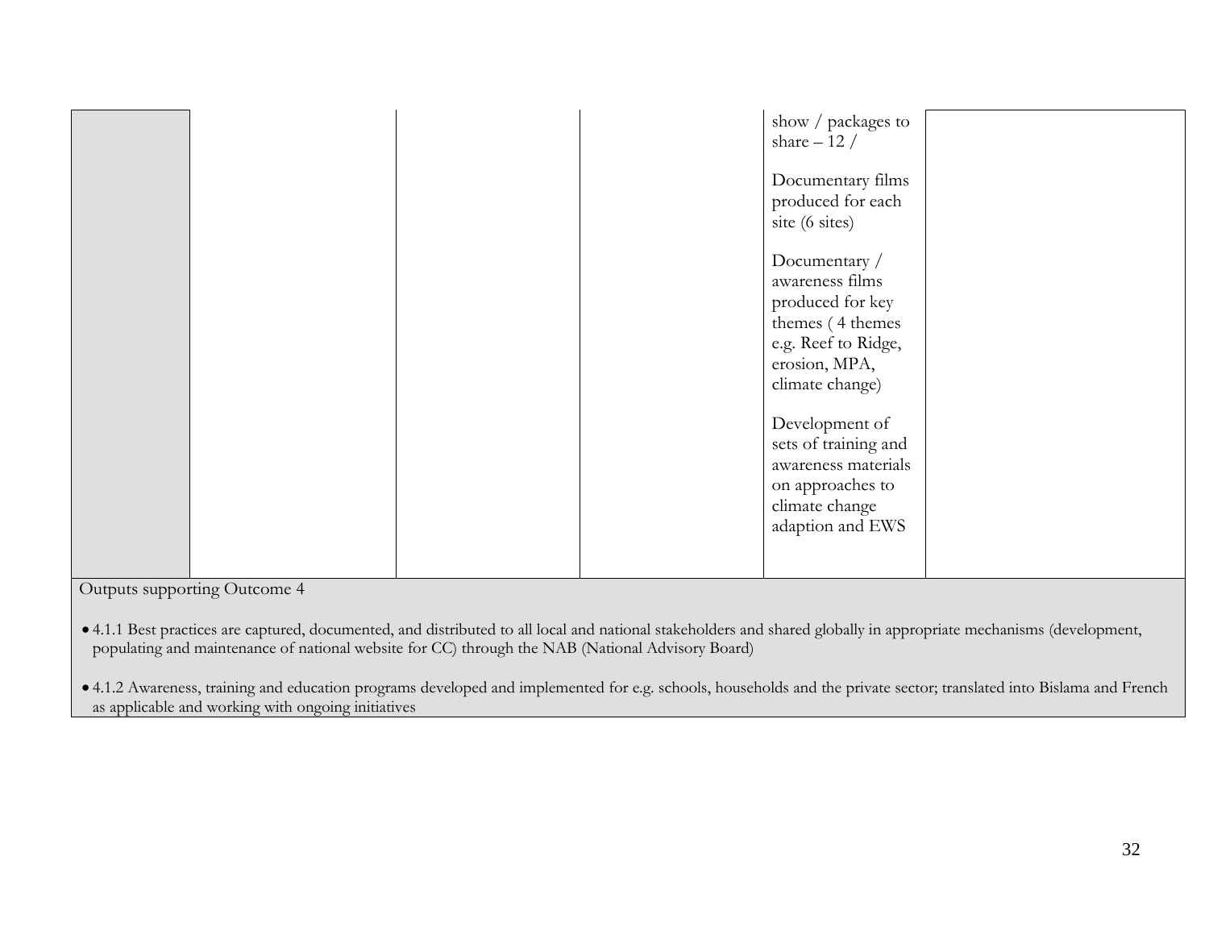|  |  |  |  |  |  |
|---|---|---|---|---|---|
|  |  |  |  | show / packages to share – 12 /<br><br>Documentary films produced for each site (6 sites)<br><br>Documentary / awareness films produced for key themes ( 4 themes e.g. Reef to Ridge, erosion, MPA, climate change)<br><br>Development of sets of training and awareness materials on approaches to climate change adaption and EWS |  |
| Outputs supporting Outcome 4<br><br>• 4.1.1 Best practices are captured, documented, and distributed to all local and national stakeholders and shared globally in appropriate mechanisms (development, populating and maintenance of national website for CC) through the NAB (National Advisory Board)<br><br>• 4.1.2 Awareness, training and education programs developed and implemented for e.g. schools, households and the private sector; translated into Bislama and French as applicable and working with ongoing initiatives | | | | | |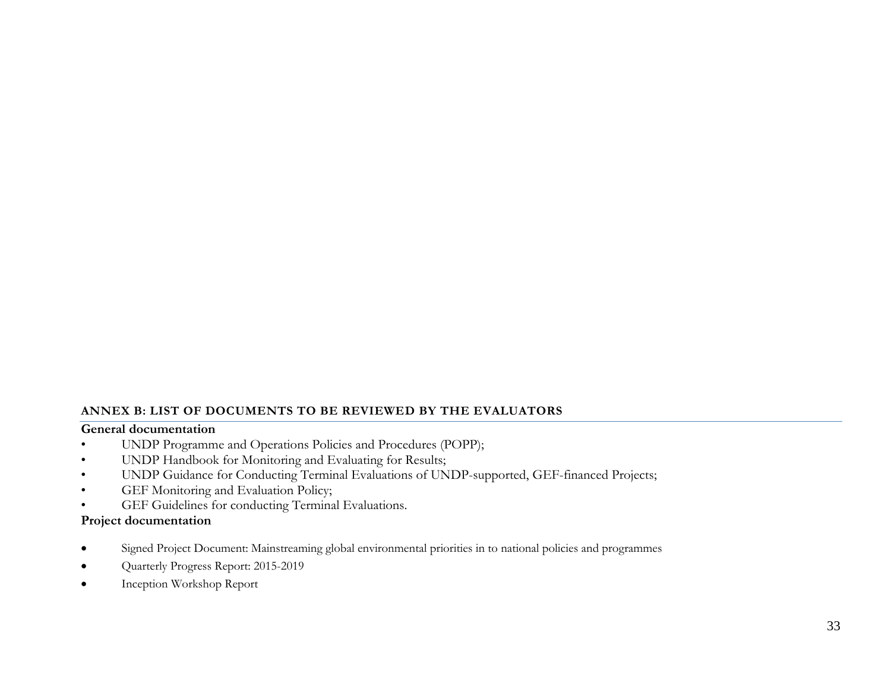## ANNEX B: LIST OF DOCUMENTS TO BE REVIEWED BY THE EVALUATORS

**General documentation**

- UNDP Programme and Operations Policies and Procedures (POPP);
- UNDP Handbook for Monitoring and Evaluating for Results;
- UNDP Guidance for Conducting Terminal Evaluations of UNDP-supported, GEF-financed Projects;
- GEF Monitoring and Evaluation Policy;
- GEF Guidelines for conducting Terminal Evaluations.

**Project documentation**

- Signed Project Document: Mainstreaming global environmental priorities in to national policies and programmes
- Quarterly Progress Report: 2015-2019
- Inception Workshop Report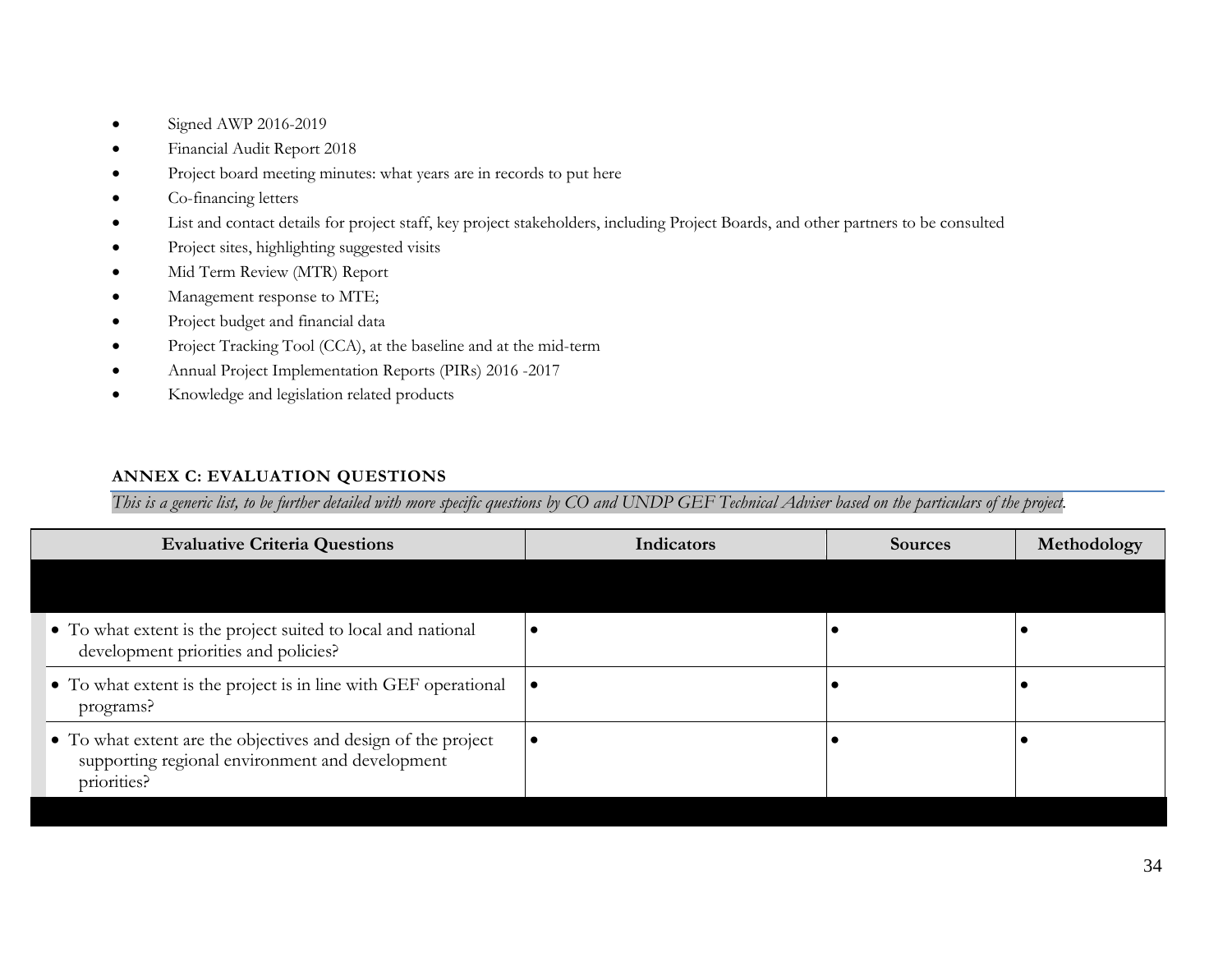- Signed AWP 2016-2019
- Financial Audit Report 2018
- Project board meeting minutes: what years are in records to put here
- Co-financing letters
- List and contact details for project staff, key project stakeholders, including Project Boards, and other partners to be consulted
- Project sites, highlighting suggested visits
- Mid Term Review (MTR) Report
- Management response to MTE;
- Project budget and financial data
- Project Tracking Tool (CCA), at the baseline and at the mid-term
- Annual Project Implementation Reports (PIRs) 2016 -2017
- Knowledge and legislation related products

**ANNEX C: EVALUATION QUESTIONS**

*This is a generic list, to be further detailed with more specific questions by CO and UNDP GEF Technical Adviser based on the particulars of the project.*

| Evaluative Criteria Questions | Indicators | Sources | Methodology |
|---|---|---|---|
| | | | |
| • To what extent is the project suited to local and national development priorities and policies? | • | • | • |
| • To what extent is the project is in line with GEF operational programs? | • | • | • |
| • To what extent are the objectives and design of the project supporting regional environment and development priorities? | • | • | • |
| | | | |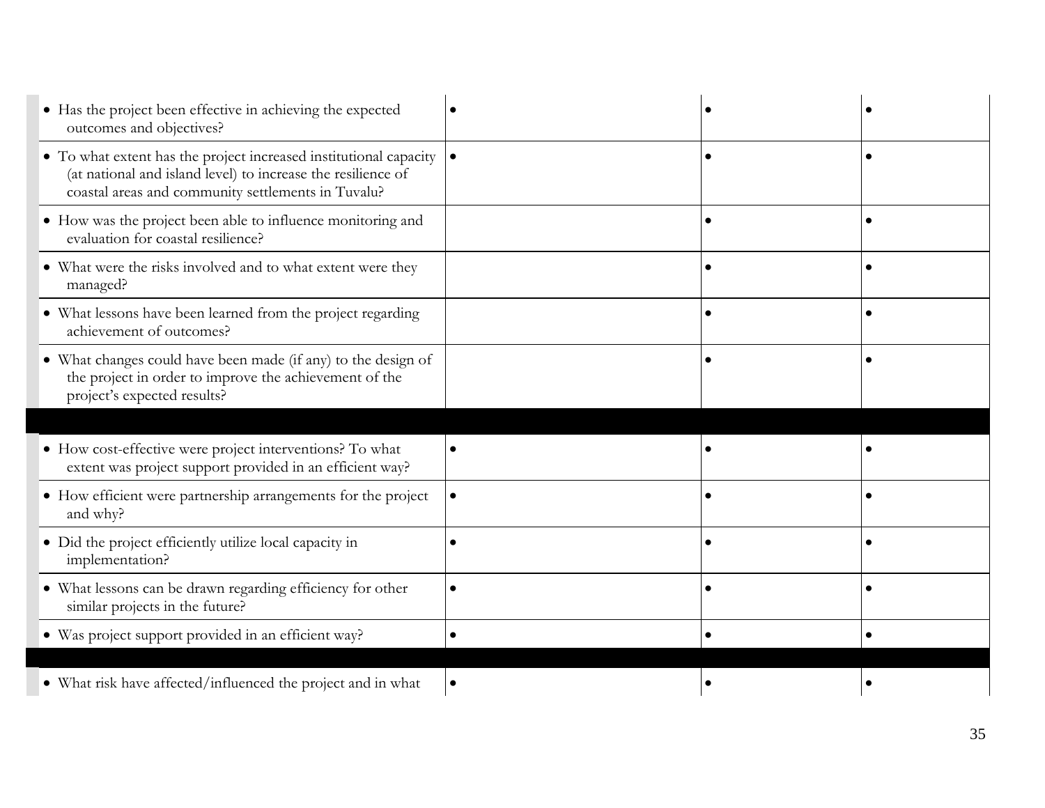| | | | |
|---|---|---|---|
| • Has the project been effective in achieving the expected outcomes and objectives? | • | • | • |
| • To what extent has the project increased institutional capacity (at national and island level) to increase the resilience of coastal areas and community settlements in Tuvalu? | • | • | • |
| • How was the project been able to influence monitoring and evaluation for coastal resilience? | | • | • |
| • What were the risks involved and to what extent were they managed? | | • | • |
| • What lessons have been learned from the project regarding achievement of outcomes? | | • | • |
| • What changes could have been made (if any) to the design of the project in order to improve the achievement of the project's expected results? | | • | • |
| | | | |
| • How cost-effective were project interventions? To what extent was project support provided in an efficient way? | • | • | • |
| • How efficient were partnership arrangements for the project and why? | • | • | • |
| • Did the project efficiently utilize local capacity in implementation? | • | • | • |
| • What lessons can be drawn regarding efficiency for other similar projects in the future? | • | • | • |
| • Was project support provided in an efficient way? | • | • | • |
| | | | |
| • What risk have affected/influenced the project and in what | • | • | • |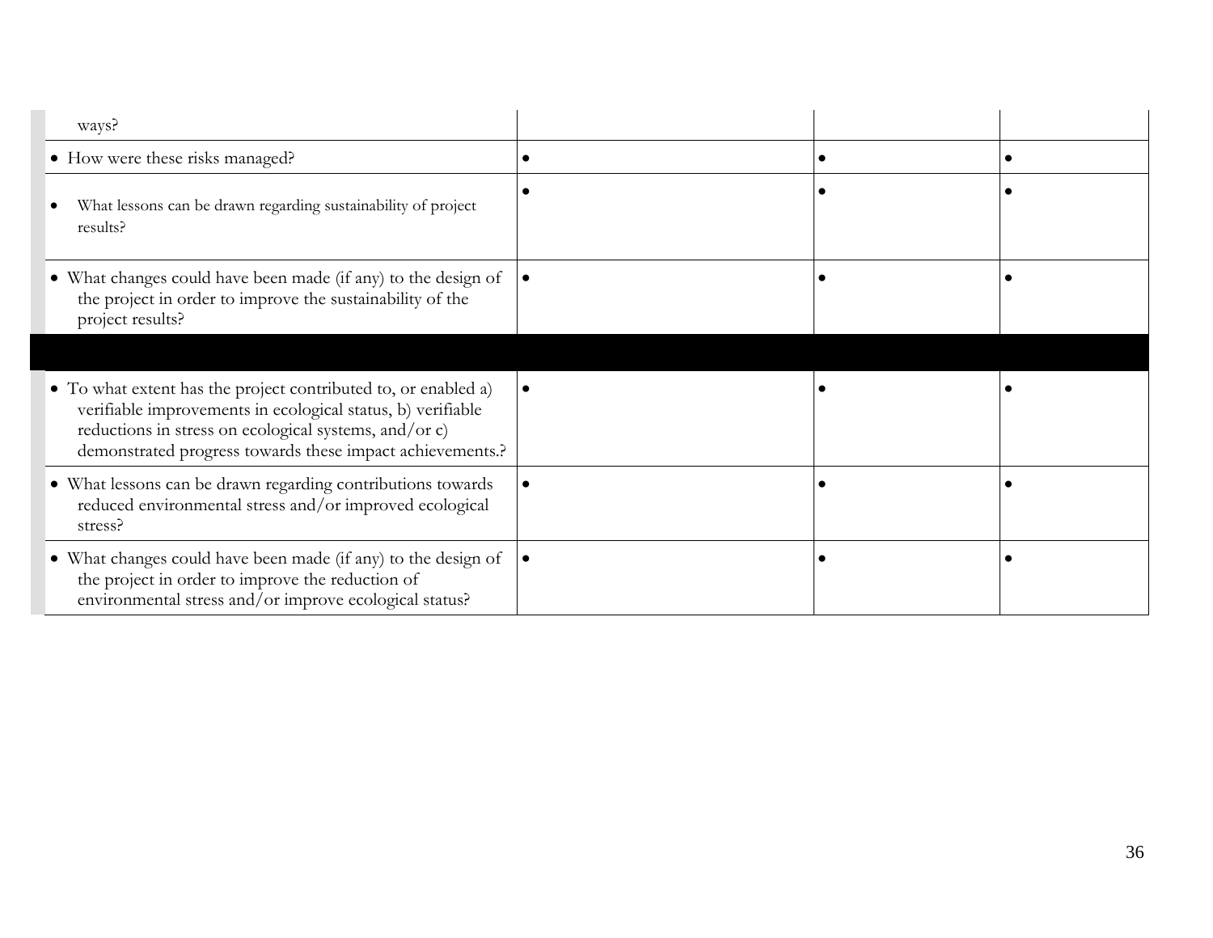| | | | |
|---|---|---|---|
| ways? | | | |
| • How were these risks managed? | • | • | • |
| • What lessons can be drawn regarding sustainability of project results? | • | • | • |
| • What changes could have been made (if any) to the design of the project in order to improve the sustainability of the project results? | • | • | • |
| | | | |
| • To what extent has the project contributed to, or enabled a) verifiable improvements in ecological status, b) verifiable reductions in stress on ecological systems, and/or c) demonstrated progress towards these impact achievements.? | • | • | • |
| • What lessons can be drawn regarding contributions towards reduced environmental stress and/or improved ecological stress? | • | • | • |
| • What changes could have been made (if any) to the design of the project in order to improve the reduction of environmental stress and/or improve ecological status? | • | • | • |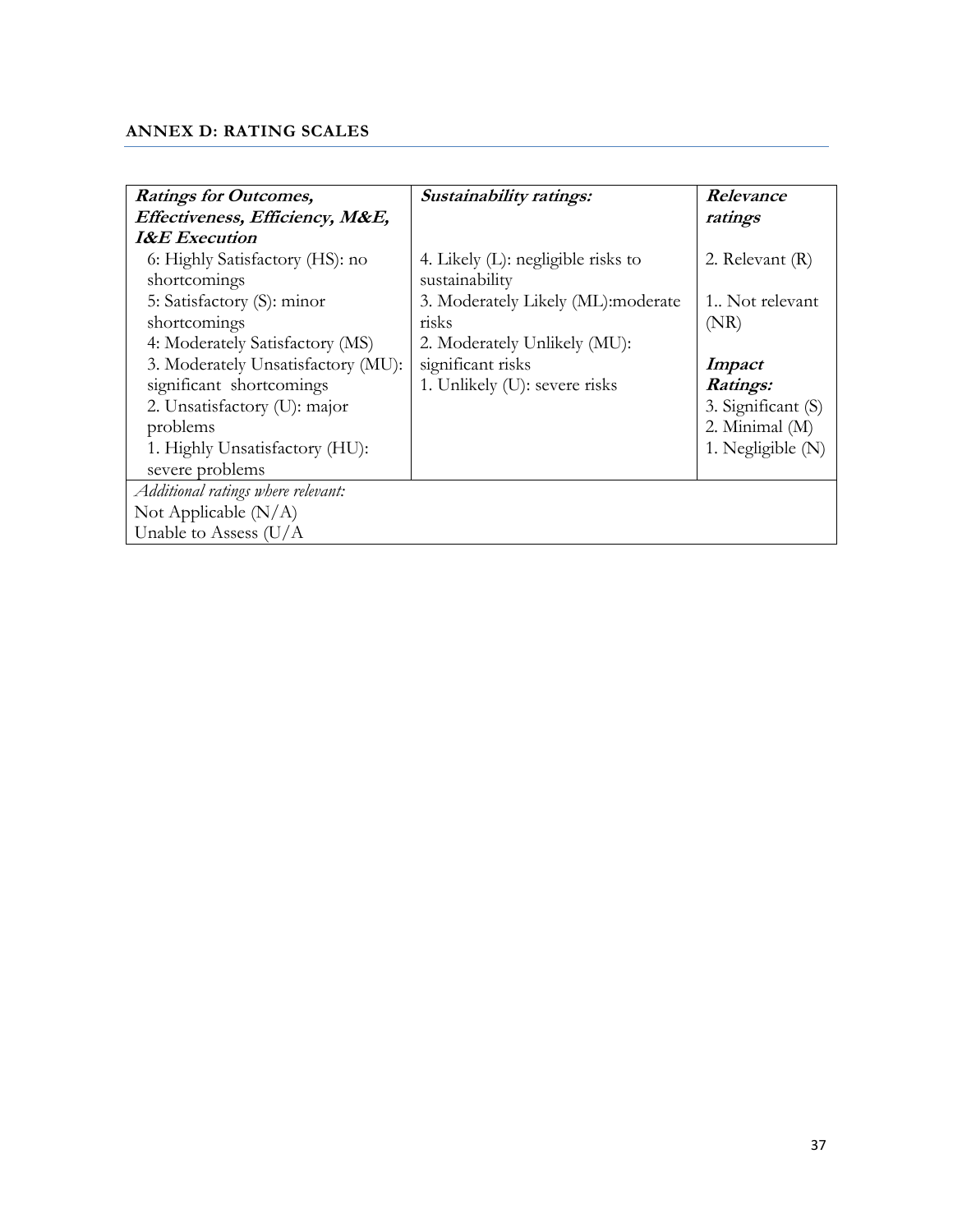**ANNEX D: RATING SCALES**

| ***Ratings for Outcomes, Effectiveness, Efficiency, M&E, I&E Execution*** | ***Sustainability ratings:*** | ***Relevance ratings*** |
|---|---|---|
| 6: Highly Satisfactory (HS): no shortcomings<br>5: Satisfactory (S): minor shortcomings<br>4: Moderately Satisfactory (MS)<br>3. Moderately Unsatisfactory (MU): significant shortcomings<br>2. Unsatisfactory (U): major problems<br>1. Highly Unsatisfactory (HU): severe problems | 4. Likely (L): negligible risks to sustainability<br>3. Moderately Likely (ML):moderate risks<br>2. Moderately Unlikely (MU): significant risks<br>1. Unlikely (U): severe risks | 2. Relevant (R)<br>1.. Not relevant (NR)<br><br>***Impact Ratings:***<br>3. Significant (S)<br>2. Minimal (M)<br>1. Negligible (N) |
| *Additional ratings where relevant:*<br>Not Applicable (N/A)<br>Unable to Assess (U/A | | |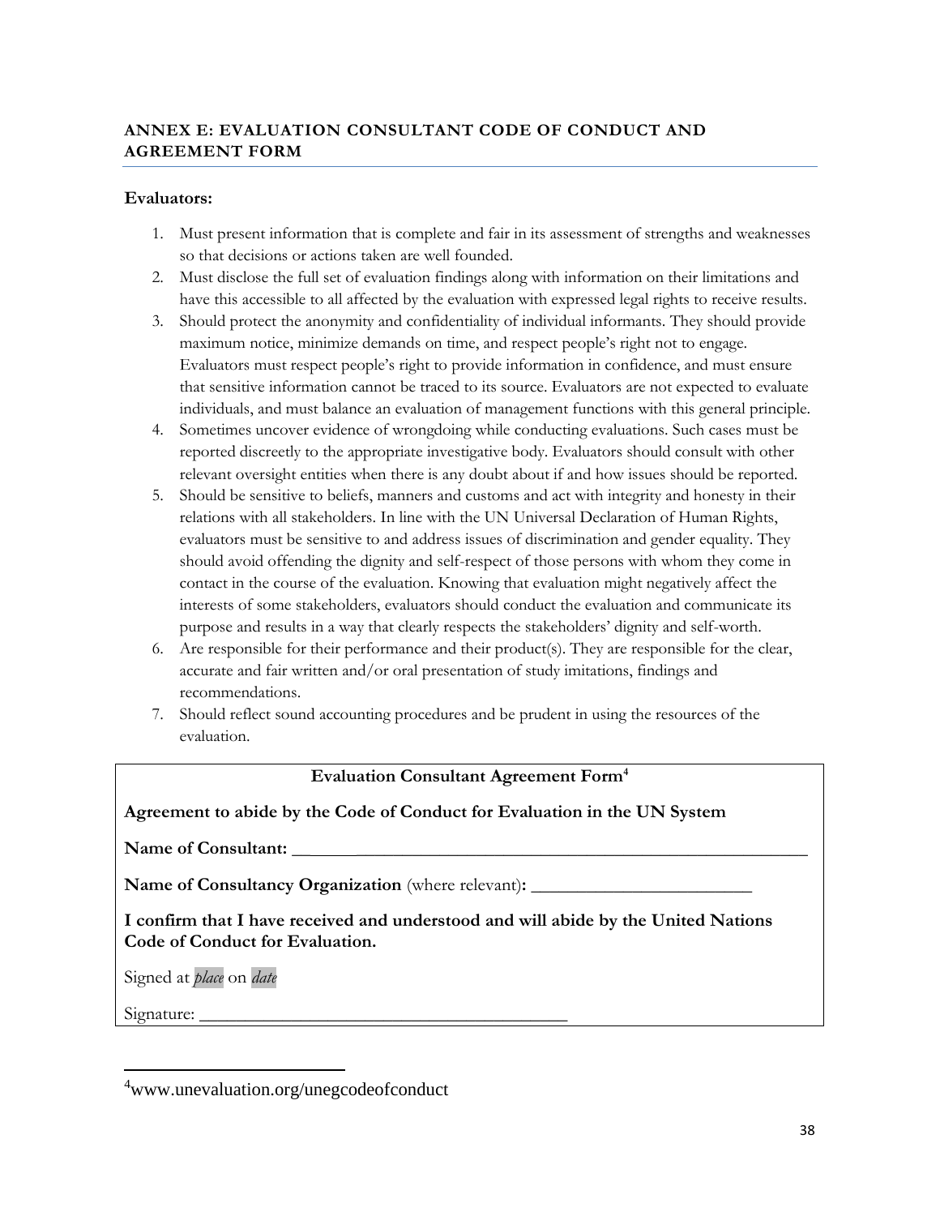## ANNEX E: EVALUATION CONSULTANT CODE OF CONDUCT AND AGREEMENT FORM

**Evaluators:**

1. Must present information that is complete and fair in its assessment of strengths and weaknesses so that decisions or actions taken are well founded.
2. Must disclose the full set of evaluation findings along with information on their limitations and have this accessible to all affected by the evaluation with expressed legal rights to receive results.
3. Should protect the anonymity and confidentiality of individual informants. They should provide maximum notice, minimize demands on time, and respect people's right not to engage. Evaluators must respect people's right to provide information in confidence, and must ensure that sensitive information cannot be traced to its source. Evaluators are not expected to evaluate individuals, and must balance an evaluation of management functions with this general principle.
4. Sometimes uncover evidence of wrongdoing while conducting evaluations. Such cases must be reported discreetly to the appropriate investigative body. Evaluators should consult with other relevant oversight entities when there is any doubt about if and how issues should be reported.
5. Should be sensitive to beliefs, manners and customs and act with integrity and honesty in their relations with all stakeholders. In line with the UN Universal Declaration of Human Rights, evaluators must be sensitive to and address issues of discrimination and gender equality. They should avoid offending the dignity and self-respect of those persons with whom they come in contact in the course of the evaluation. Knowing that evaluation might negatively affect the interests of some stakeholders, evaluators should conduct the evaluation and communicate its purpose and results in a way that clearly respects the stakeholders' dignity and self-worth.
6. Are responsible for their performance and their product(s). They are responsible for the clear, accurate and fair written and/or oral presentation of study imitations, findings and recommendations.
7. Should reflect sound accounting procedures and be prudent in using the resources of the evaluation.

---

**Evaluation Consultant Agreement Form**[4]

**Agreement to abide by the Code of Conduct for Evaluation in the UN System**

**Name of Consultant:** ___________________________________________________________

**Name of Consultancy Organization** (where relevant)**:** ________________________

**I confirm that I have received and understood and will abide by the United Nations Code of Conduct for Evaluation.**

Signed at *place* on *date*

Signature: __________________________________________

---

[4] www.unevaluation.org/unegcodeofconduct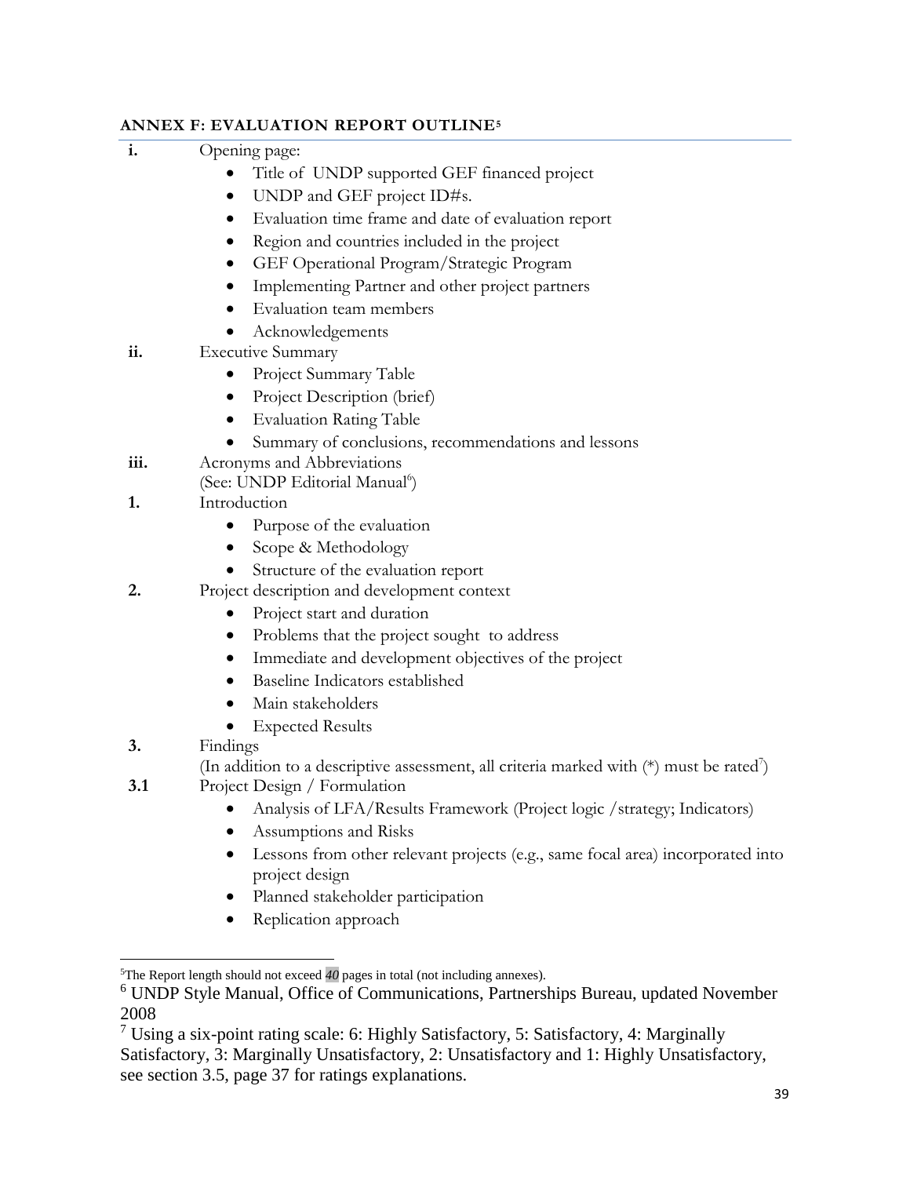## ANNEX F: EVALUATION REPORT OUTLINE[5]

**i.** Opening page:

- Title of UNDP supported GEF financed project
- UNDP and GEF project ID#s.
- Evaluation time frame and date of evaluation report
- Region and countries included in the project
- GEF Operational Program/Strategic Program
- Implementing Partner and other project partners
- Evaluation team members
- Acknowledgements

**ii.** Executive Summary

- Project Summary Table
- Project Description (brief)
- Evaluation Rating Table
- Summary of conclusions, recommendations and lessons

**iii.** Acronyms and Abbreviations
(See: UNDP Editorial Manual[6])

**1.** Introduction

- Purpose of the evaluation
- Scope & Methodology
- Structure of the evaluation report

**2.** Project description and development context

- Project start and duration
- Problems that the project sought to address
- Immediate and development objectives of the project
- Baseline Indicators established
- Main stakeholders
- Expected Results

**3.** Findings
(In addition to a descriptive assessment, all criteria marked with (*) must be rated[7])

**3.1** Project Design / Formulation

- Analysis of LFA/Results Framework (Project logic /strategy; Indicators)
- Assumptions and Risks
- Lessons from other relevant projects (e.g., same focal area) incorporated into project design
- Planned stakeholder participation
- Replication approach

---

[5] The Report length should not exceed *40* pages in total (not including annexes).

[6] UNDP Style Manual, Office of Communications, Partnerships Bureau, updated November 2008

[7] Using a six-point rating scale: 6: Highly Satisfactory, 5: Satisfactory, 4: Marginally Satisfactory, 3: Marginally Unsatisfactory, 2: Unsatisfactory and 1: Highly Unsatisfactory, see section 3.5, page 37 for ratings explanations.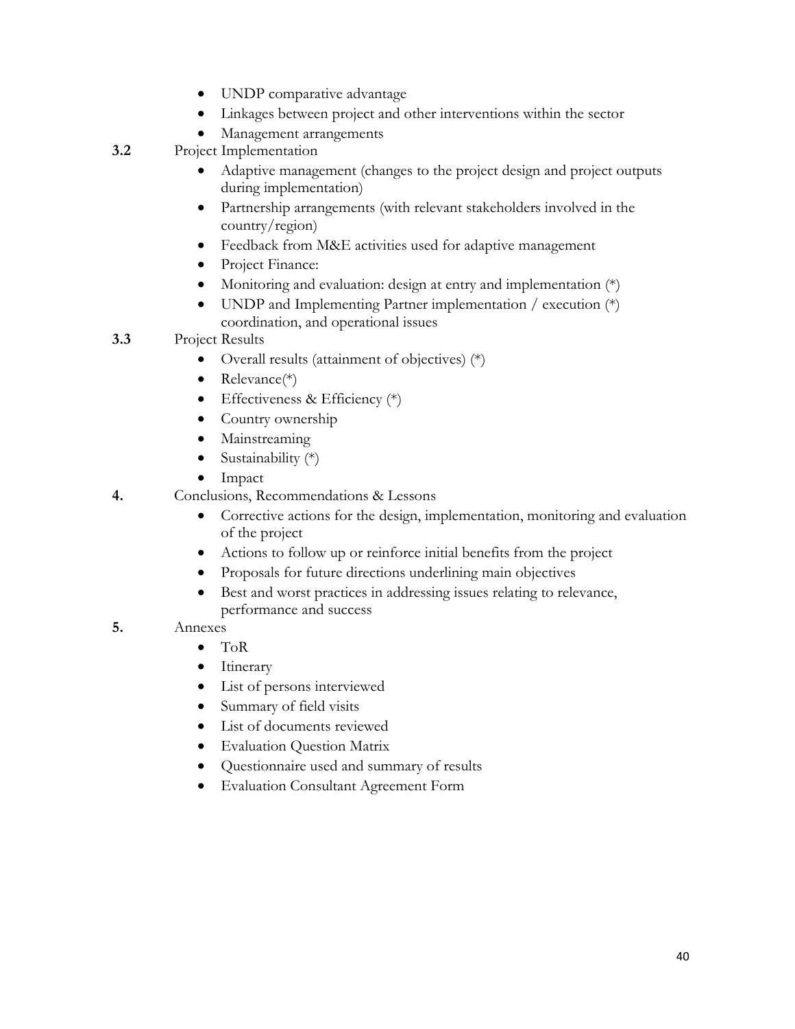- UNDP comparative advantage
- Linkages between project and other interventions within the sector
- Management arrangements

**3.2** Project Implementation

- Adaptive management (changes to the project design and project outputs during implementation)
- Partnership arrangements (with relevant stakeholders involved in the country/region)
- Feedback from M&E activities used for adaptive management
- Project Finance:
- Monitoring and evaluation: design at entry and implementation (*)
- UNDP and Implementing Partner implementation / execution (*) coordination, and operational issues

**3.3** Project Results

- Overall results (attainment of objectives) (*)
- Relevance(*)
- Effectiveness & Efficiency (*)
- Country ownership
- Mainstreaming
- Sustainability (*)
- Impact

**4.** Conclusions, Recommendations & Lessons

- Corrective actions for the design, implementation, monitoring and evaluation of the project
- Actions to follow up or reinforce initial benefits from the project
- Proposals for future directions underlining main objectives
- Best and worst practices in addressing issues relating to relevance, performance and success

**5.** Annexes

- ToR
- Itinerary
- List of persons interviewed
- Summary of field visits
- List of documents reviewed
- Evaluation Question Matrix
- Questionnaire used and summary of results
- Evaluation Consultant Agreement Form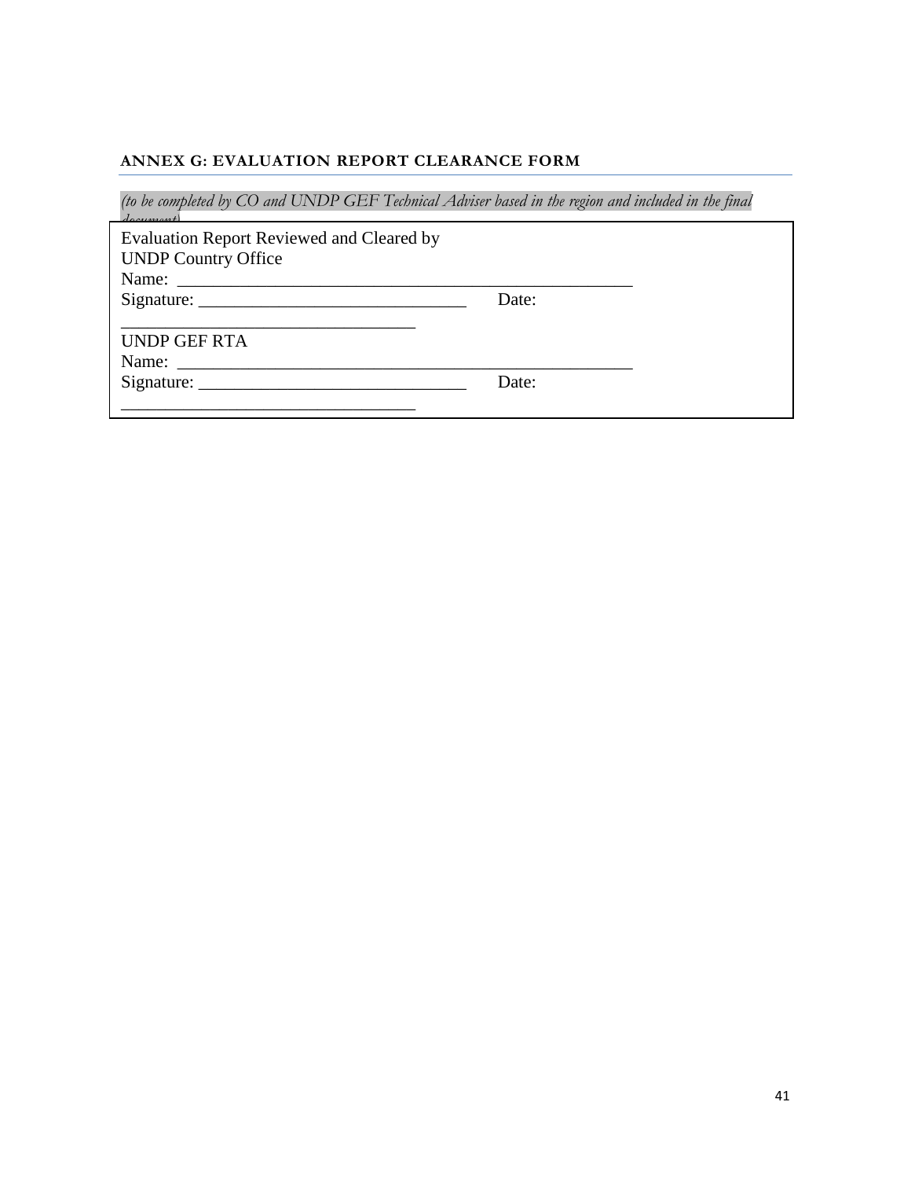### ANNEX G: EVALUATION REPORT CLEARANCE FORM

*(to be completed by CO and UNDP GEF Technical Adviser based in the region and included in the final document)*

Evaluation Report Reviewed and Cleared by
UNDP Country Office
Name: _____________________________________________________
Signature: ______________________________ Date: _________________________________

UNDP GEF RTA
Name: _____________________________________________________
Signature: ______________________________ Date: _________________________________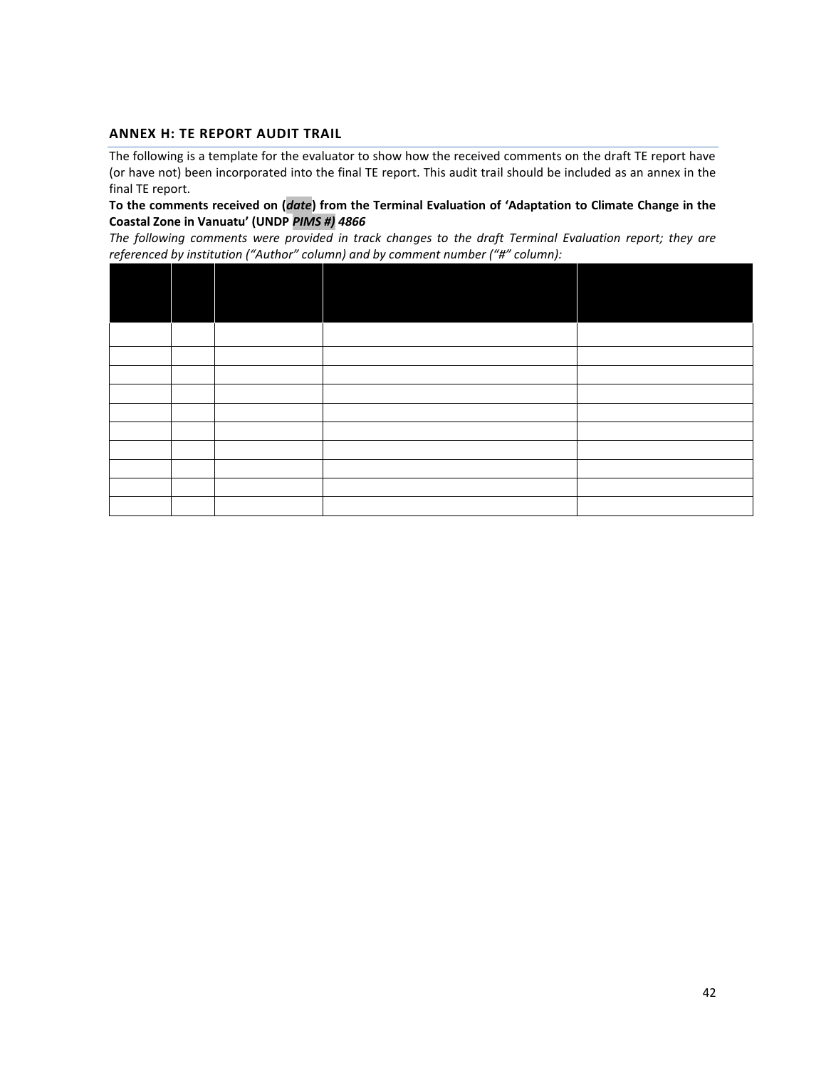## ANNEX H: TE REPORT AUDIT TRAIL

The following is a template for the evaluator to show how the received comments on the draft TE report have (or have not) been incorporated into the final TE report. This audit trail should be included as an annex in the final TE report.

**To the comments received on (*date*) from the Terminal Evaluation of 'Adaptation to Climate Change in the Coastal Zone in Vanuatu' (UNDP *PIMS #) 4866***

*The following comments were provided in track changes to the draft Terminal Evaluation report; they are referenced by institution ("Author" column) and by comment number ("#" column):*

| | | | | |
|---|---|---|---|---|
| | | | | |
| | | | | |
| | | | | |
| | | | | |
| | | | | |
| | | | | |
| | | | | |
| | | | | |
| | | | | |
| | | | | |